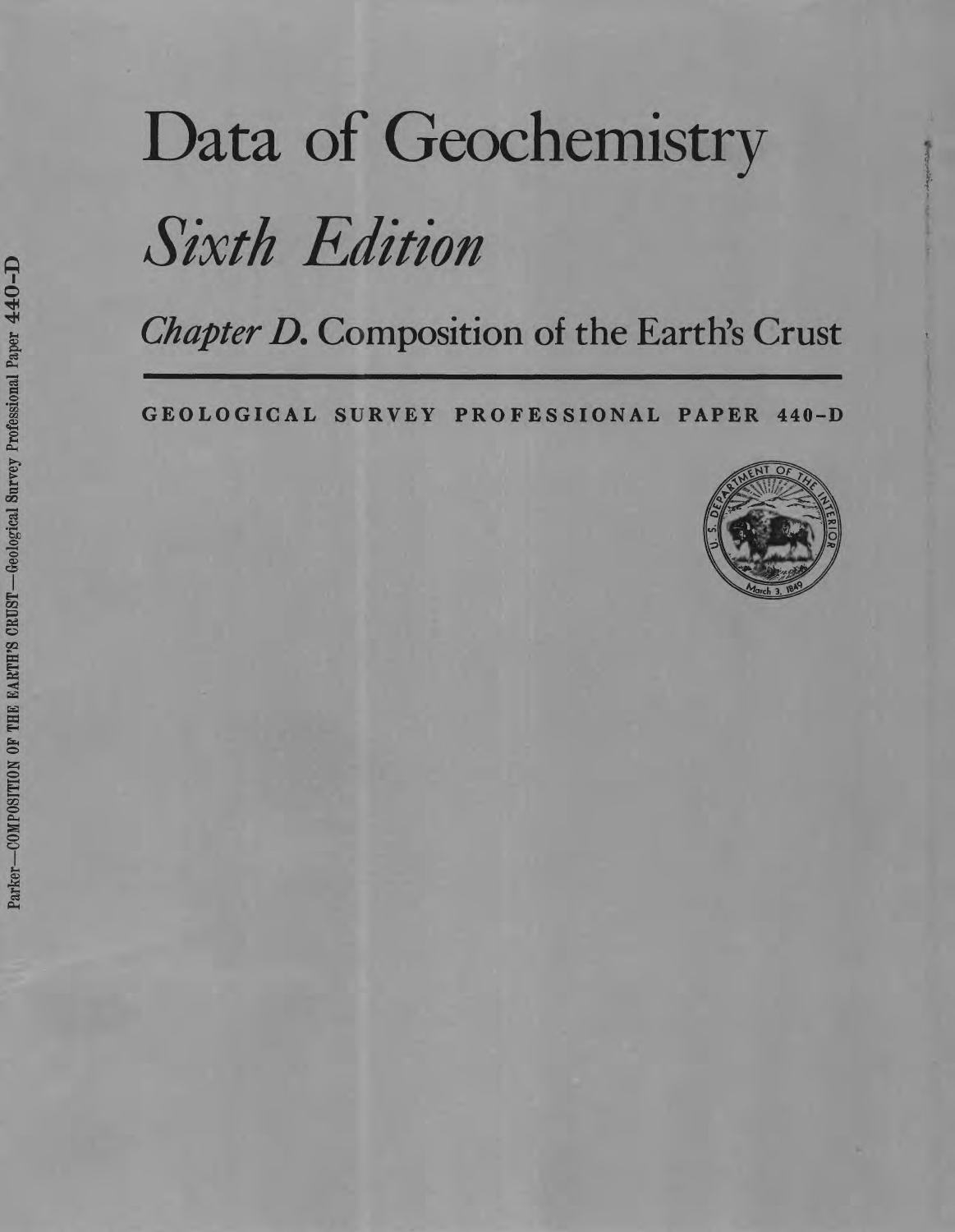# Data of Geochemistry

## *Sixth Edition*

### *Chapter D.* Composition of the Earth's Crust

GEOLOGICAL SURVEY PROFESSIONAL PAPER 440-D

Parker—COMPOSITION OF THE EARTH'S CRUST—Geological Survey Professional Paper 440-D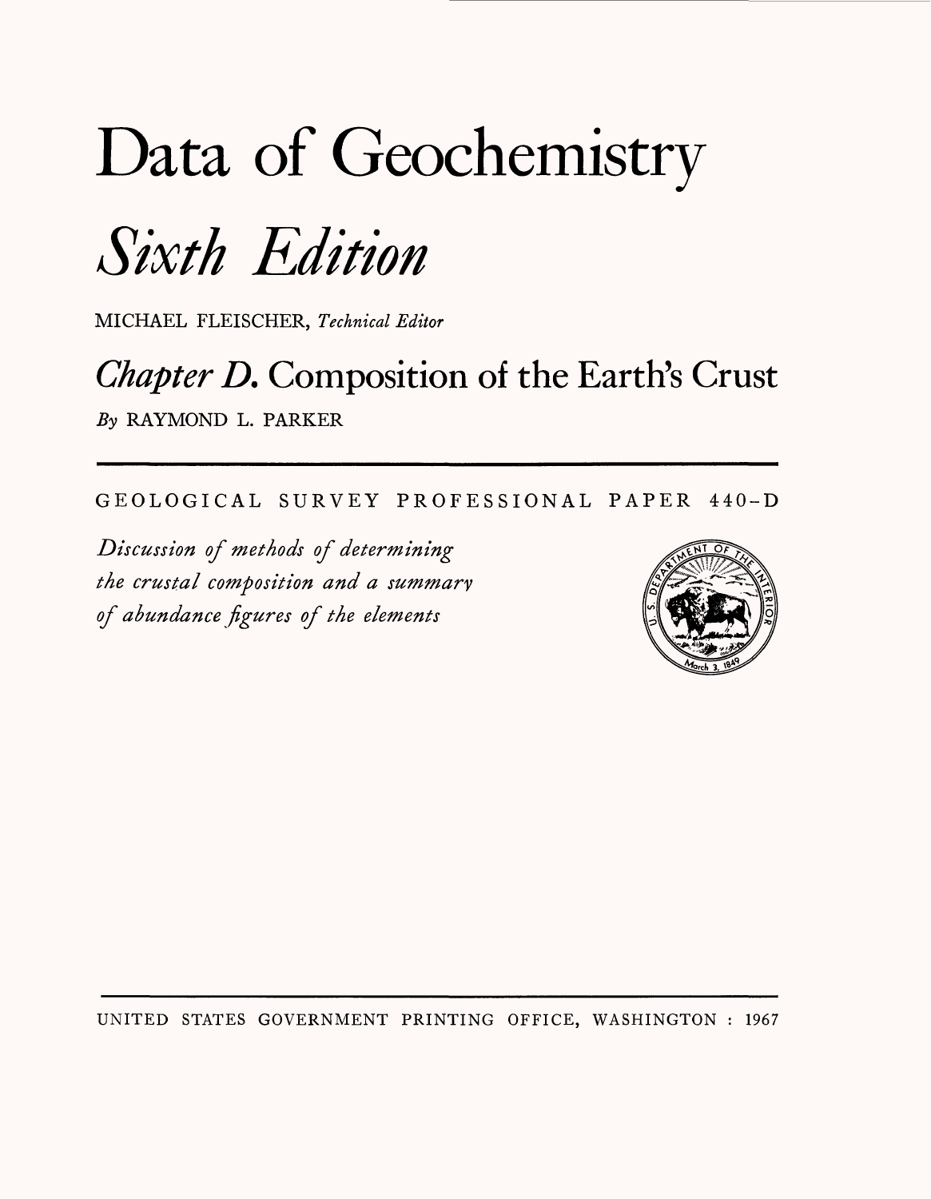# Data of Geochemistry

# *Sixth Edition*

MICHAEL FLEISCHER, *Technical Editor*

## *Chapter D.* Composition of the Earth's Crust

*By* RAYMOND L. PARKER

GEOLOGICAL SURVEY PROFESSIONAL PAPER 440-D

*Discussion of methods of determining the crustal composition and a summary of abundance figures of the elements*

UNITED STATES GOVERNMENT PRINTING OFFICE, WASHINGTON : 1967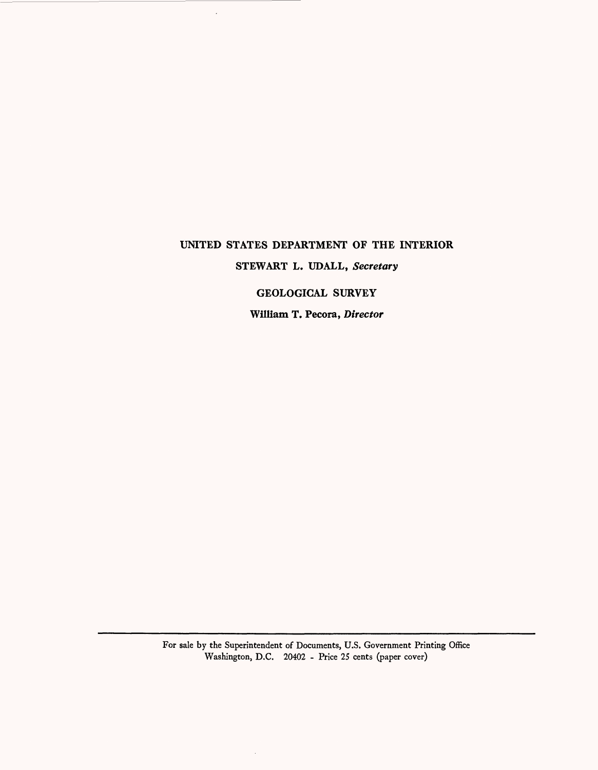**UNITED STATES DEPARTMENT OF THE INTERIOR**

**STEWART L. UDALL, *Secretary***

**GEOLOGICAL SURVEY**

**William T. Pecora, *Director***

---

For sale by the Superintendent of Documents, U.S. Government Printing Office
Washington, D.C. 20402 - Price 25 cents (paper cover)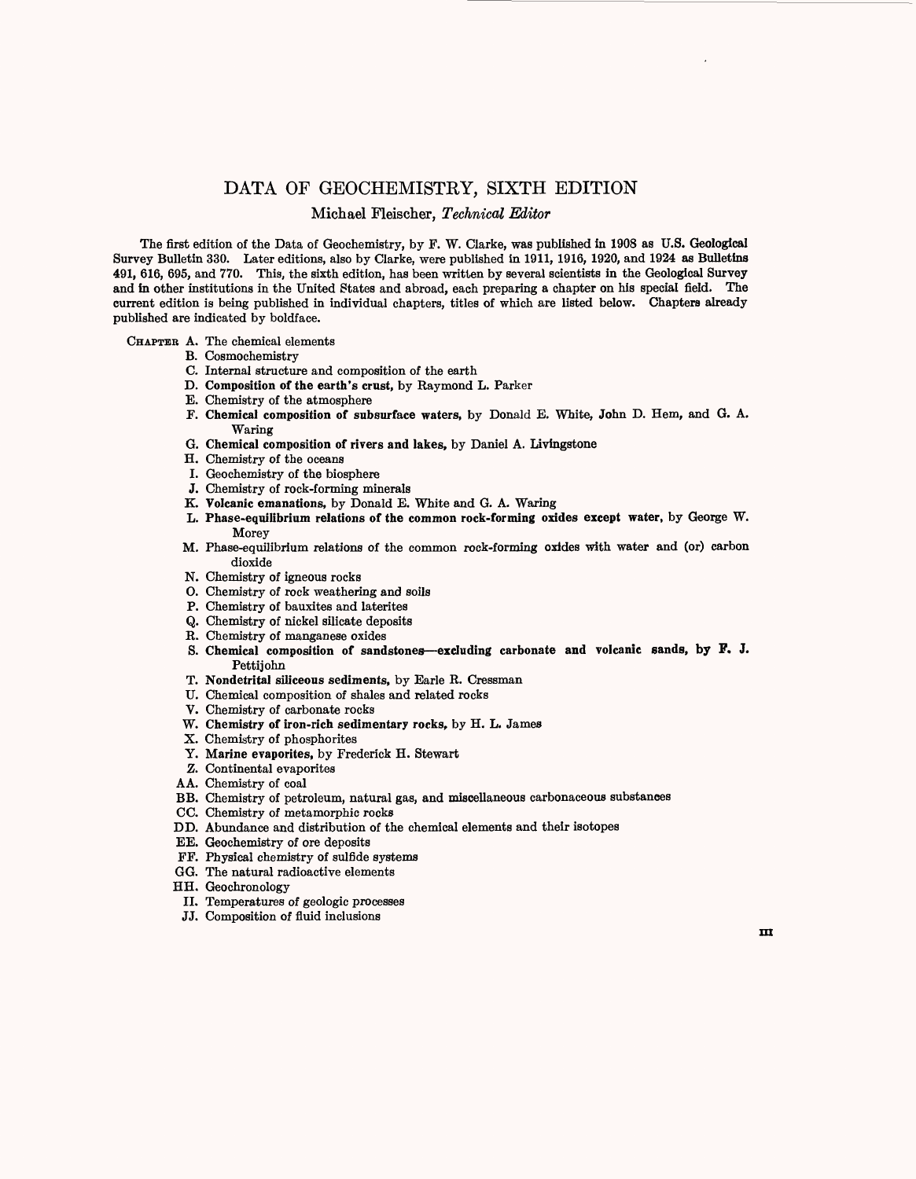# DATA OF GEOCHEMISTRY, SIXTH EDITION

Michael Fleischer, *Technical Editor*

The first edition of the Data of Geochemistry, by F. W. Clarke, was published in 1908 as U.S. Geological Survey Bulletin 330. Later editions, also by Clarke, were published in 1911, 1916, 1920, and 1924 as Bulletins 491, 616, 695, and 770. This, the sixth edition, has been written by several scientists in the Geological Survey and in other institutions in the United States and abroad, each preparing a chapter on his special field. The current edition is being published in individual chapters, titles of which are listed below. Chapters already published are indicated by boldface.

CHAPTER A. The chemical elements
- B. Cosmochemistry
- C. Internal structure and composition of the earth
- D. **Composition of the earth's crust,** by Raymond L. Parker
- E. Chemistry of the atmosphere
- F. **Chemical composition of subsurface waters,** by Donald E. White, John D. Hem, and G. A. Waring
- G. **Chemical composition of rivers and lakes,** by Daniel A. Livingstone
- H. Chemistry of the oceans
- I. Geochemistry of the biosphere
- J. Chemistry of rock-forming minerals
- K. **Volcanic emanations,** by Donald E. White and G. A. Waring
- L. **Phase-equilibrium relations of the common rock-forming oxides except water,** by George W. Morey
- M. Phase-equilibrium relations of the common rock-forming oxides with water and (or) carbon dioxide
- N. Chemistry of igneous rocks
- O. Chemistry of rock weathering and soils
- P. Chemistry of bauxites and laterites
- Q. Chemistry of nickel silicate deposits
- R. Chemistry of manganese oxides
- S. **Chemical composition of sandstones—excluding carbonate and volcanic sands, by F. J.** Pettijohn
- T. **Nondetrital siliceous sediments,** by Earle R. Cressman
- U. Chemical composition of shales and related rocks
- V. Chemistry of carbonate rocks
- W. **Chemistry of iron-rich sedimentary rocks,** by H. L. James
- X. Chemistry of phosphorites
- Y. **Marine evaporites,** by Frederick H. Stewart
- Z. Continental evaporites
- AA. Chemistry of coal
- BB. Chemistry of petroleum, natural gas, and miscellaneous carbonaceous substances
- CC. Chemistry of metamorphic rocks
- DD. Abundance and distribution of the chemical elements and their isotopes
- EE. Geochemistry of ore deposits
- FF. Physical chemistry of sulfide systems
- GG. The natural radioactive elements
- HH. Geochronology
- II. Temperatures of geologic processes
- JJ. Composition of fluid inclusions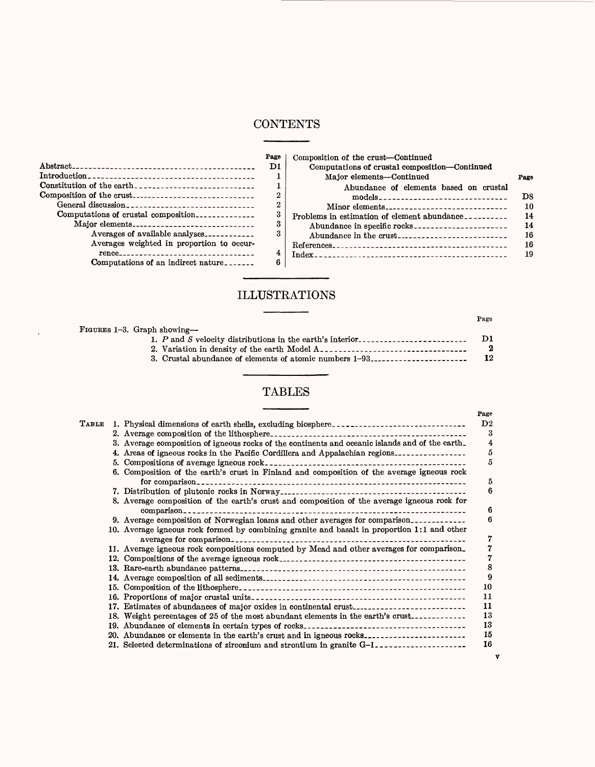# CONTENTS

| | Page |
|---|---|
| Abstract | D1 |
| Introduction | 1 |
| Constitution of the earth | 1 |
| Composition of the crust | 2 |
| General discussion | 2 |
| Computations of crustal composition | 3 |
| Major elements | 3 |
| Averages of available analyses | 3 |
| Averages weighted in proportion to occurrence | 4 |
| Computations of an indirect nature | 6 |
| Composition of the crust—Continued | |
| Computations of crustal composition—Continued | |
| Major elements—Continued | |
| Abundance of elements based on crustal models | D8 |
| Minor elements | 10 |
| Problems in estimation of element abundance | 14 |
| Abundance in specific rocks | 14 |
| Abundance in the crust | 16 |
| References | 16 |
| Index | 19 |

# ILLUSTRATIONS

| | Page |
|---|---|
| FIGURES 1–3. Graph showing— | |
| 1. *P* and *S* velocity distributions in the earth's interior | D1 |
| 2. Variation in density of the earth Model A | 2 |
| 3. Crustal abundance of elements of atomic numbers 1–93 | 12 |

# TABLES

| | Page |
|---|---|
| TABLE 1. Physical dimensions of earth shells, excluding biosphere | D2 |
| 2. Average composition of the lithosphere | 3 |
| 3. Average composition of igneous rocks of the continents and oceanic islands and of the earth | 4 |
| 4. Areas of igneous rocks in the Pacific Cordillera and Appalachian regions | 5 |
| 5. Compositions of average igneous rock | 5 |
| 6. Composition of the earth's crust in Finland and composition of the average igneous rock for comparison | 5 |
| 7. Distribution of plutonic rocks in Norway | 6 |
| 8. Average composition of the earth's crust and composition of the average igneous rock for comparison | 6 |
| 9. Average composition of Norwegian loams and other averages for comparison | 6 |
| 10. Average igneous rock formed by combining granite and basalt in proportion 1:1 and other averages for comparison | 7 |
| 11. Average igneous rock compositions computed by Mead and other averages for comparison | 7 |
| 12. Compositions of the average igneous rock | 7 |
| 13. Rare-earth abundance patterns | 8 |
| 14. Average composition of all sediments | 9 |
| 15. Composition of the lithosphere | 10 |
| 16. Proportions of major crustal units | 11 |
| 17. Estimates of abundances of major oxides in continental crust | 11 |
| 18. Weight percentages of 25 of the most abundant elements in the earth's crust | 13 |
| 19. Abundance of elements in certain types of rocks | 13 |
| 20. Abundance or elements in the earth's crust and in igneous rocks | 15 |
| 21. Selected determinations of zirconium and strontium in granite G–1 | 16 |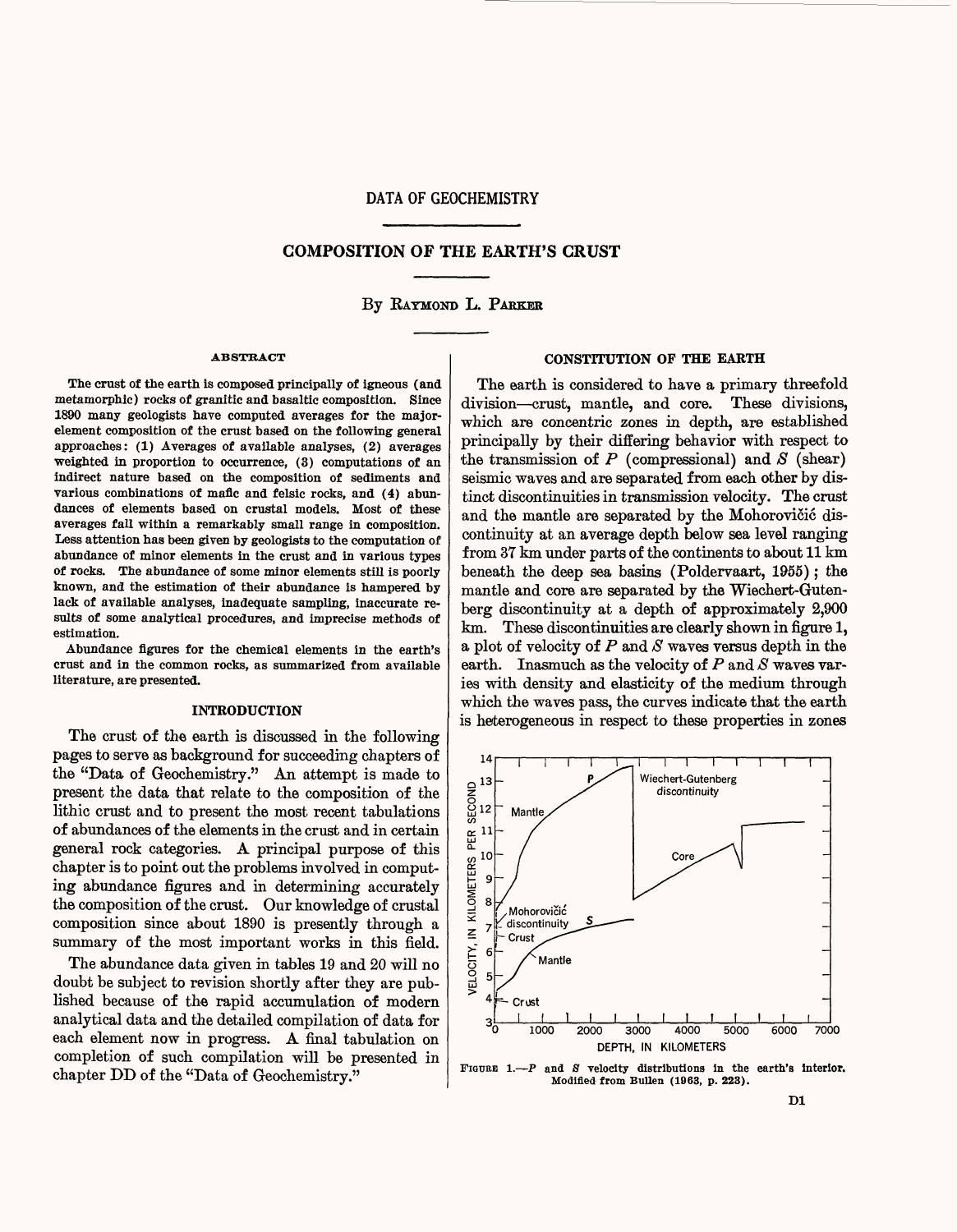# DATA OF GEOCHEMISTRY

## COMPOSITION OF THE EARTH'S CRUST

By Raymond L. Parker

### ABSTRACT

The crust of the earth is composed principally of igneous (and metamorphic) rocks of granitic and basaltic composition. Since 1890 many geologists have computed averages for the major-element composition of the crust based on the following general approaches: (1) Averages of available analyses, (2) averages weighted in proportion to occurrence, (3) computations of an indirect nature based on the composition of sediments and various combinations of mafic and felsic rocks, and (4) abundances of elements based on crustal models. Most of these averages fall within a remarkably small range in composition. Less attention has been given by geologists to the computation of abundance of minor elements in the crust and in various types of rocks. The abundance of some minor elements still is poorly known, and the estimation of their abundance is hampered by lack of available analyses, inadequate sampling, inaccurate results of some analytical procedures, and imprecise methods of estimation.

Abundance figures for the chemical elements in the earth's crust and in the common rocks, as summarized from available literature, are presented.

### INTRODUCTION

The crust of the earth is discussed in the following pages to serve as background for succeeding chapters of the "Data of Geochemistry." An attempt is made to present the data that relate to the composition of the lithic crust and to present the most recent tabulations of abundances of the elements in the crust and in certain general rock categories. A principal purpose of this chapter is to point out the problems involved in computing abundance figures and in determining accurately the composition of the crust. Our knowledge of crustal composition since about 1890 is presently through a summary of the most important works in this field.

The abundance data given in tables 19 and 20 will no doubt be subject to revision shortly after they are published because of the rapid accumulation of modern analytical data and the detailed compilation of data for each element now in progress. A final tabulation on completion of such compilation will be presented in chapter DD of the "Data of Geochemistry."

### CONSTITUTION OF THE EARTH

The earth is considered to have a primary threefold division—crust, mantle, and core. These divisions, which are concentric zones in depth, are established principally by their differing behavior with respect to the transmission of $P$ (compressional) and $S$ (shear) seismic waves and are separated from each other by distinct discontinuities in transmission velocity. The crust and the mantle are separated by the Mohorovičić discontinuity at an average depth below sea level ranging from 37 km under parts of the continents to about 11 km beneath the deep sea basins (Poldervaart, 1955); the mantle and core are separated by the Wiechert-Gutenberg discontinuity at a depth of approximately 2,900 km. These discontinuities are clearly shown in figure 1, a plot of velocity of $P$ and $S$ waves versus depth in the earth. Inasmuch as the velocity of $P$ and $S$ waves varies with density and elasticity of the medium through which the waves pass, the curves indicate that the earth is heterogeneous in respect to these properties in zones

Figure 1.—$P$ and $S$ velocity distributions in the earth's interior. Modified from Bullen (1963, p. 223).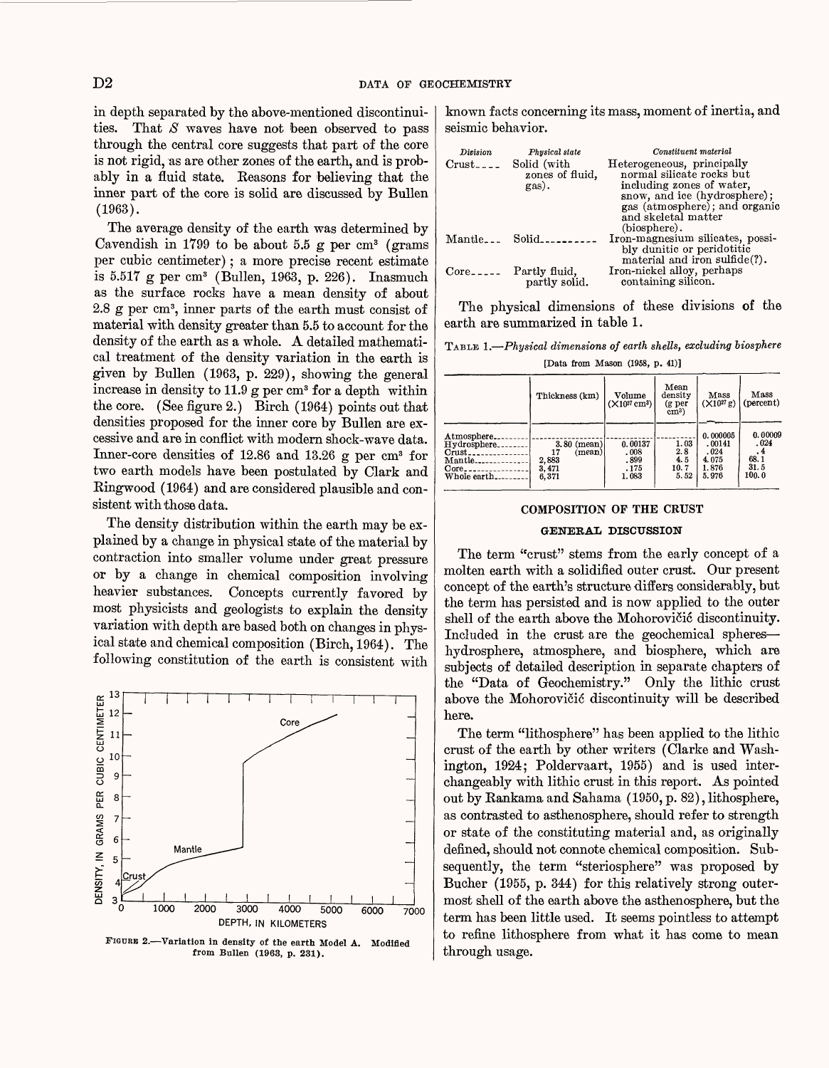in depth separated by the above-mentioned discontinuities. That $S$ waves have not been observed to pass through the central core suggests that part of the core is not rigid, as are other zones of the earth, and is probably in a fluid state. Reasons for believing that the inner part of the core is solid are discussed by Bullen (1963).

The average density of the earth was determined by Cavendish in 1799 to be about 5.5 g per $cm^3$ (grams per cubic centimeter); a more precise recent estimate is 5.517 g per $cm^3$ (Bullen, 1963, p. 226). Inasmuch as the surface rocks have a mean density of about 2.8 g per $cm^3$, inner parts of the earth must consist of material with density greater than 5.5 to account for the density of the earth as a whole. A detailed mathematical treatment of the density variation in the earth is given by Bullen (1963, p. 229), showing the general increase in density to 11.9 g per $cm^3$ for a depth within the core. (See figure 2.) Birch (1964) points out that densities proposed for the inner core by Bullen are excessive and are in conflict with modern shock-wave data. Inner-core densities of 12.86 and 13.26 g per $cm^3$ for two earth models have been postulated by Clark and Ringwood (1964) and are considered plausible and consistent with those data.

The density distribution within the earth may be explained by a change in physical state of the material by contraction into smaller volume under great pressure or by a change in chemical composition involving heavier substances. Concepts currently favored by most physicists and geologists to explain the density variation with depth are based both on changes in physical state and chemical composition (Birch, 1964). The following constitution of the earth is consistent with known facts concerning its mass, moment of inertia, and seismic behavior.

FIGURE 2.—Variation in density of the earth Model A. Modified from Bullen (1963, p. 231).

| *Division* | *Physical state* | *Constituent material* |
|---|---|---|
| Crust | Solid (with zones of fluid, gas). | Heterogeneous, principally normal silicate rocks but including zones of water, snow, and ice (hydrosphere); gas (atmosphere); and organic and skeletal matter (biosphere). |
| Mantle | Solid | Iron-magnesium silicates, possibly dunitic or peridotitic material and iron sulfide(?). |
| Core | Partly fluid, partly solid. | Iron-nickel alloy, perhaps containing silicon. |

The physical dimensions of these divisions of the earth are summarized in table 1.

TABLE 1.—*Physical dimensions of earth shells, excluding biosphere*

[Data from Mason (1958, p. 41)]

| | Thickness (km) | Volume ($\times 10^{27}$ $cm^3$) | Mean density (g per $cm^3$) | Mass ($\times 10^{27}$ g) | Mass (percent) |
|---|---|---|---|---|---|
| Atmosphere | | | | 0.000005 | 0.00009 |
| Hydrosphere | 3.80 (mean) | 0.00137 | 1.03 | .00141 | .024 |
| Crust | 17 (mean) | .008 | 2.8 | .024 | .4 |
| Mantle | 2,883 | .899 | 4.5 | 4.075 | 68.1 |
| Core | 3,471 | .175 | 10.7 | 1.876 | 31.5 |
| Whole earth | 6,371 | 1.083 | 5.52 | 5.976 | 100.0 |

## COMPOSITION OF THE CRUST

### GENERAL DISCUSSION

The term "crust" stems from the early concept of a molten earth with a solidified outer crust. Our present concept of the earth's structure differs considerably, but the term has persisted and is now applied to the outer shell of the earth above the Mohorovičić discontinuity. Included in the crust are the geochemical spheres—hydrosphere, atmosphere, and biosphere, which are subjects of detailed description in separate chapters of the "Data of Geochemistry." Only the lithic crust above the Mohorovičić discontinuity will be described here.

The term "lithosphere" has been applied to the lithic crust of the earth by other writers (Clarke and Washington, 1924; Poldervaart, 1955) and is used interchangeably with lithic crust in this report. As pointed out by Rankama and Sahama (1950, p. 82), lithosphere, as contrasted to asthenosphere, should refer to strength or state of the constituting material and, as originally defined, should not connote chemical composition. Subsequently, the term "steriosphere" was proposed by Bucher (1955, p. 344) for this relatively strong outermost shell of the earth above the asthenosphere, but the term has been little used. It seems pointless to attempt to refine lithosphere from what it has come to mean through usage.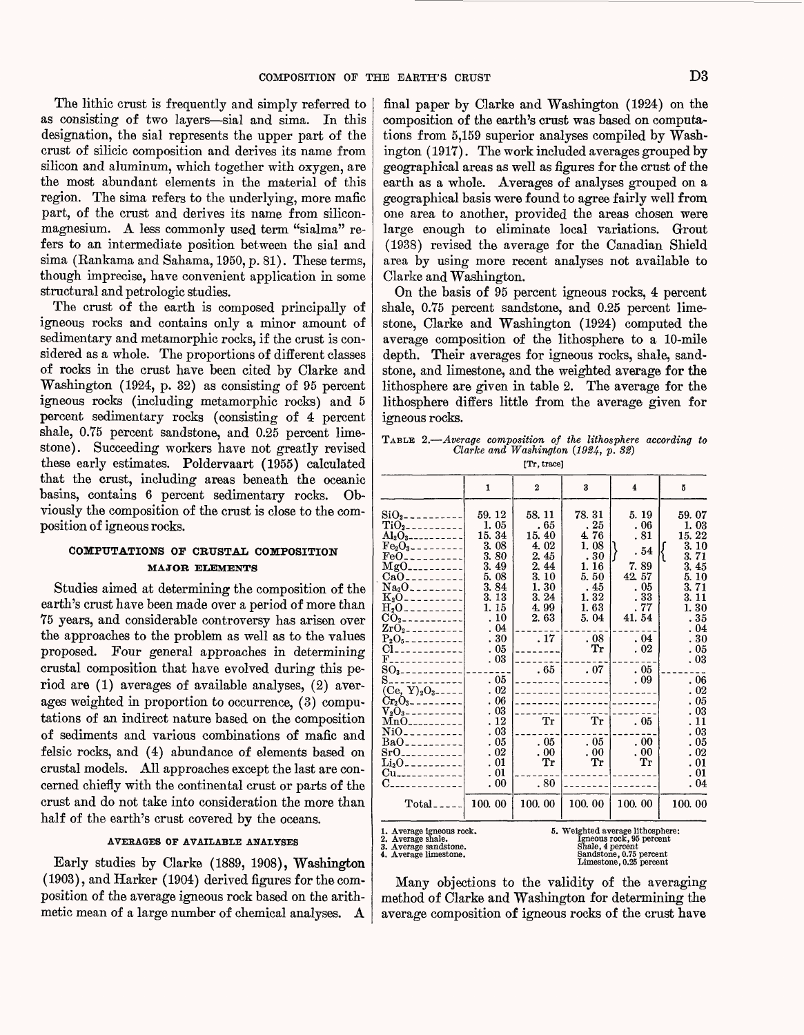The lithic crust is frequently and simply referred to as consisting of two layers—sial and sima. In this designation, the sial represents the upper part of the crust of silicic composition and derives its name from silicon and aluminum, which together with oxygen, are the most abundant elements in the material of this region. The sima refers to the underlying, more mafic part, of the crust and derives its name from silicon-magnesium. A less commonly used term "sialma" refers to an intermediate position between the sial and sima (Rankama and Sahama, 1950, p. 81). These terms, though imprecise, have convenient application in some structural and petrologic studies.

The crust of the earth is composed principally of igneous rocks and contains only a minor amount of sedimentary and metamorphic rocks, if the crust is considered as a whole. The proportions of different classes of rocks in the crust have been cited by Clarke and Washington (1924, p. 32) as consisting of 95 percent igneous rocks (including metamorphic rocks) and 5 percent sedimentary rocks (consisting of 4 percent shale, 0.75 percent sandstone, and 0.25 percent limestone). Succeeding workers have not greatly revised these early estimates. Poldervaart (1955) calculated that the crust, including areas beneath the oceanic basins, contains 6 percent sedimentary rocks. Obviously the composition of the crust is close to the composition of igneous rocks.

## COMPUTATIONS OF CRUSTAL COMPOSITION

### MAJOR ELEMENTS

Studies aimed at determining the composition of the earth's crust have been made over a period of more than 75 years, and considerable controversy has arisen over the approaches to the problem as well as to the values proposed. Four general approaches in determining crustal composition that have evolved during this period are (1) averages of available analyses, (2) averages weighted in proportion to occurrence, (3) computations of an indirect nature based on the composition of sediments and various combinations of mafic and felsic rocks, and (4) abundance of elements based on crustal models. All approaches except the last are concerned chiefly with the continental crust or parts of the crust and do not take into consideration the more than half of the earth's crust covered by the oceans.

#### AVERAGES OF AVAILABLE ANALYSES

Early studies by Clarke (1889, 1908), Washington (1903), and Harker (1904) derived figures for the composition of the average igneous rock based on the arithmetic mean of a large number of chemical analyses. A final paper by Clarke and Washington (1924) on the composition of the earth's crust was based on computations from 5,159 superior analyses compiled by Washington (1917). The work included averages grouped by geographical areas as well as figures for the crust of the earth as a whole. Averages of analyses grouped on a geographical basis were found to agree fairly well from one area to another, provided the areas chosen were large enough to eliminate local variations. Grout (1938) revised the average for the Canadian Shield area by using more recent analyses not available to Clarke and Washington.

On the basis of 95 percent igneous rocks, 4 percent shale, 0.75 percent sandstone, and 0.25 percent limestone, Clarke and Washington (1924) computed the average composition of the lithosphere to a 10-mile depth. Their averages for igneous rocks, shale, sandstone, and limestone, and the weighted average for the lithosphere are given in table 2. The average for the lithosphere differs little from the average given for igneous rocks.

TABLE 2.—*Average composition of the lithosphere according to Clarke and Washington (1924, p. 32)*

[Tr, trace]

| | 1 | 2 | 3 | 4 | 5 |
|---|---|---|---|---|---|
| $SiO_2$ | 59.12 | 58.11 | 78.31 | 5.19 | 59.07 |
| $TiO_2$ | 1.05 | .65 | .25 | .06 | 1.03 |
| $Al_2O_3$ | 15.34 | 15.40 | 4.76 | .81 | 15.22 |
| $Fe_2O_3$ | 3.08 | 4.02 | 1.08 | .54 | 3.10 |
| FeO | 3.80 | 2.45 | .30 | | 3.71 |
| MgO | 3.49 | 2.44 | 1.16 | 7.89 | 3.45 |
| CaO | 5.08 | 3.10 | 5.50 | 42.57 | 5.10 |
| $Na_2O$ | 3.84 | 1.30 | .45 | .05 | 3.71 |
| $K_2O$ | 3.13 | 3.24 | 1.32 | .33 | 3.11 |
| $H_2O$ | 1.15 | 4.99 | 1.63 | .77 | 1.30 |
| $CO_2$ | .10 | 2.63 | 5.04 | 41.54 | .35 |
| $ZrO_2$ | .04 | | | | .04 |
| $P_2O_5$ | .30 | .17 | .08 | .04 | .30 |
| Cl | .05 | | Tr | .02 | .05 |
| F | .03 | | | | .03 |
| $SO_3$ | | .65 | .07 | .05 | |
| S | .05 | | | .09 | .06 |
| $(Ce, Y)_2O_3$ | .02 | | | | .02 |
| $Cr_2O_3$ | .06 | | | | .05 |
| $V_2O_3$ | .03 | | | | .03 |
| MnO | .12 | Tr | Tr | .05 | .11 |
| NiO | .03 | | | | .03 |
| BaO | .05 | .05 | .05 | .00 | .05 |
| SrO | .02 | .00 | .00 | .00 | .02 |
| $Li_2O$ | .01 | Tr | Tr | Tr | .01 |
| Cu | .01 | | | | .01 |
| C | .00 | .80 | | | .04 |
| Total | 100.00 | 100.00 | 100.00 | 100.00 | 100.00 |

1. Average igneous rock.
2. Average shale.
3. Average sandstone.
4. Average limestone.
5. Weighted average lithosphere: Igneous rock, 95 percent; Shale, 4 percent; Sandstone, 0.75 percent; Limestone, 0.25 percent

Many objections to the validity of the averaging method of Clarke and Washington for determining the average composition of igneous rocks of the crust have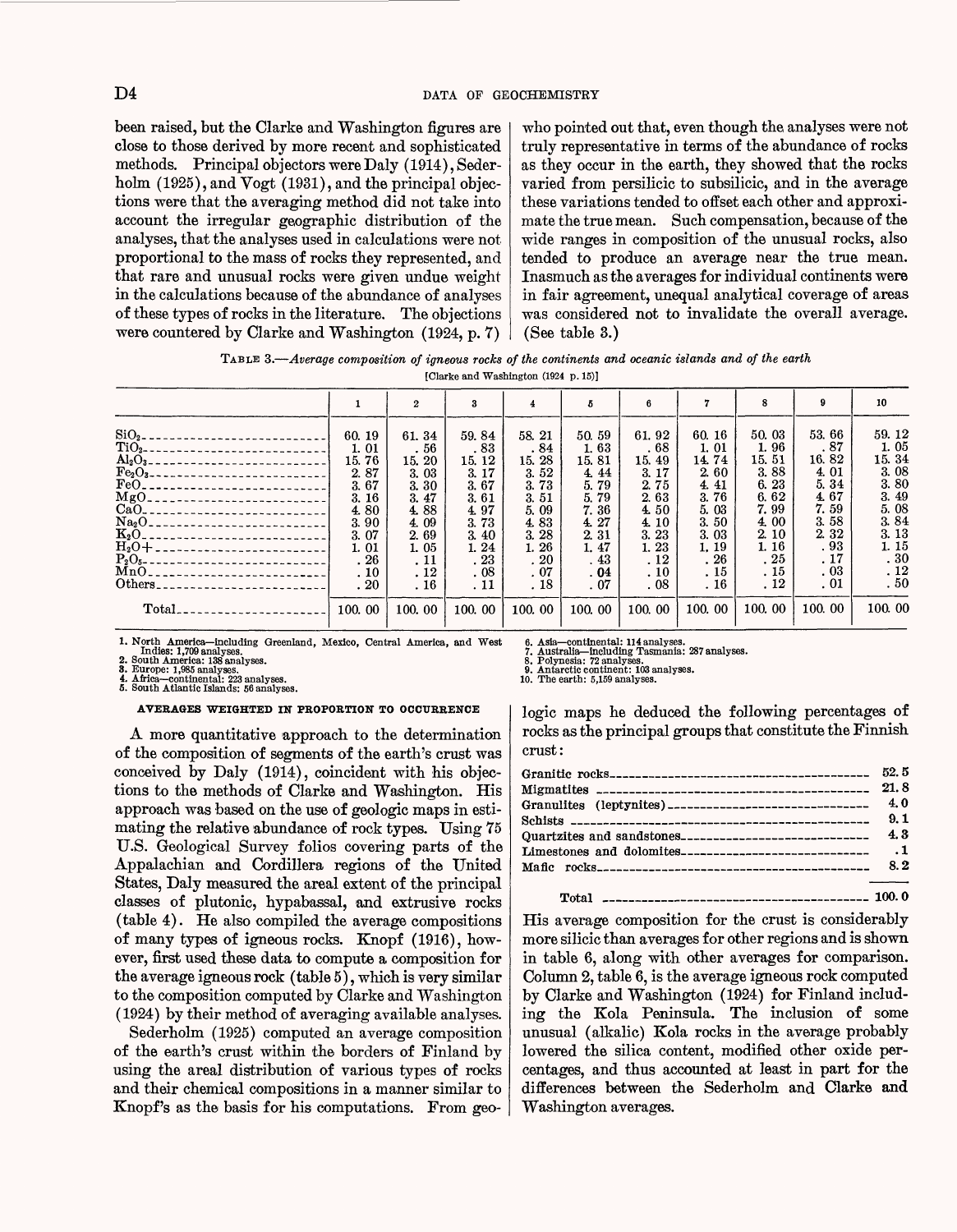been raised, but the Clarke and Washington figures are close to those derived by more recent and sophisticated methods. Principal objectors were Daly (1914), Sederholm (1925), and Vogt (1931), and the principal objections were that the averaging method did not take into account the irregular geographic distribution of the analyses, that the analyses used in calculations were not proportional to the mass of rocks they represented, and that rare and unusual rocks were given undue weight in the calculations because of the abundance of analyses of these types of rocks in the literature. The objections were countered by Clarke and Washington (1924, p. 7) who pointed out that, even though the analyses were not truly representative in terms of the abundance of rocks as they occur in the earth, they showed that the rocks varied from persilicic to subsilicic, and in the average these variations tended to offset each other and approximate the true mean. Such compensation, because of the wide ranges in composition of the unusual rocks, also tended to produce an average near the true mean. Inasmuch as the averages for individual continents were in fair agreement, unequal analytical coverage of areas was considered not to invalidate the overall average. (See table 3.)

TABLE 3.—*Average composition of igneous rocks of the continents and oceanic islands and of the earth*

[Clarke and Washington (1924 p. 15)]

| | 1 | 2 | 3 | 4 | 5 | 6 | 7 | 8 | 9 | 10 |
|---|---|---|---|---|---|---|---|---|---|---|
| $SiO_2$ | 60.19 | 61.34 | 59.84 | 58.21 | 50.59 | 61.92 | 60.16 | 50.03 | 53.66 | 59.12 |
| $TiO_2$ | 1.01 | .56 | .83 | .84 | 1.63 | .68 | 1.01 | 1.96 | .87 | 1.05 |
| $Al_2O_3$ | 15.76 | 15.20 | 15.12 | 15.28 | 15.81 | 15.49 | 14.74 | 15.51 | 16.82 | 15.34 |
| $Fe_2O_3$ | 2.87 | 3.03 | 3.17 | 3.52 | 4.44 | 3.17 | 2.60 | 3.88 | 4.01 | 3.08 |
| FeO | 3.67 | 3.30 | 3.67 | 3.73 | 5.79 | 2.75 | 4.41 | 6.23 | 5.34 | 3.80 |
| MgO | 3.16 | 3.47 | 3.61 | 3.51 | 5.79 | 2.63 | 3.76 | 6.62 | 4.67 | 3.49 |
| CaO | 4.80 | 4.88 | 4.97 | 5.09 | 7.36 | 4.50 | 5.03 | 7.99 | 7.59 | 5.08 |
| $Na_2O$ | 3.90 | 4.09 | 3.73 | 4.83 | 4.27 | 4.10 | 3.50 | 4.00 | 3.58 | 3.84 |
| $K_2O$ | 3.07 | 2.69 | 3.40 | 3.28 | 2.31 | 3.23 | 3.03 | 2.10 | 2.32 | 3.13 |
| $H_2O+$ | 1.01 | 1.05 | 1.24 | 1.26 | 1.47 | 1.23 | 1.19 | 1.16 | .93 | 1.15 |
| $P_2O_5$ | .26 | .11 | .23 | .20 | .43 | .12 | .26 | .25 | .17 | .30 |
| MnO | .10 | .12 | .08 | .07 | .04 | .10 | .15 | .15 | .03 | .12 |
| Others | .20 | .16 | .11 | .18 | .07 | .08 | .16 | .12 | .01 | .50 |
| Total | 100.00 | 100.00 | 100.00 | 100.00 | 100.00 | 100.00 | 100.00 | 100.00 | 100.00 | 100.00 |

1. North America—including Greenland, Mexico, Central America, and West Indies: 1,709 analyses.
2. South America: 138 analyses.
3. Europe: 1,985 analyses.
4. Africa—continental: 223 analyses.
5. South Atlantic Islands: 56 analyses.
6. Asia—continental: 114 analyses.
7. Australia—including Tasmania: 287 analyses.
8. Polynesia: 72 analyses.
9. Antarctic continent: 103 analyses.
10. The earth: 5,159 analyses.

### AVERAGES WEIGHTED IN PROPORTION TO OCCURRENCE

A more quantitative approach to the determination of the composition of segments of the earth's crust was conceived by Daly (1914), coincident with his objections to the methods of Clarke and Washington. His approach was based on the use of geologic maps in estimating the relative abundance of rock types. Using 75 U.S. Geological Survey folios covering parts of the Appalachian and Cordillera regions of the United States, Daly measured the areal extent of the principal classes of plutonic, hypabassal, and extrusive rocks (table 4). He also compiled the average compositions of many types of igneous rocks. Knopf (1916), however, first used these data to compute a composition for the average igneous rock (table 5), which is very similar to the composition computed by Clarke and Washington (1924) by their method of averaging available analyses.

Sederholm (1925) computed an average composition of the earth's crust within the borders of Finland by using the areal distribution of various types of rocks and their chemical compositions in a manner similar to Knopf's as the basis for his computations. From geologic maps he deduced the following percentages of rocks as the principal groups that constitute the Finnish crust:

| | |
|---|---|
| Granitic rocks | 52.5 |
| Migmatites | 21.8 |
| Granulites (leptynites) | 4.0 |
| Schists | 9.1 |
| Quartzites and sandstones | 4.3 |
| Limestones and dolomites | .1 |
| Mafic rocks | 8.2 |
| Total | 100.0 |

His average composition for the crust is considerably more silicic than averages for other regions and is shown in table 6, along with other averages for comparison. Column 2, table 6, is the average igneous rock computed by Clarke and Washington (1924) for Finland including the Kola Peninsula. The inclusion of some unusual (alkalic) Kola rocks in the average probably lowered the silica content, modified other oxide percentages, and thus accounted at least in part for the differences between the Sederholm and Clarke and Washington averages.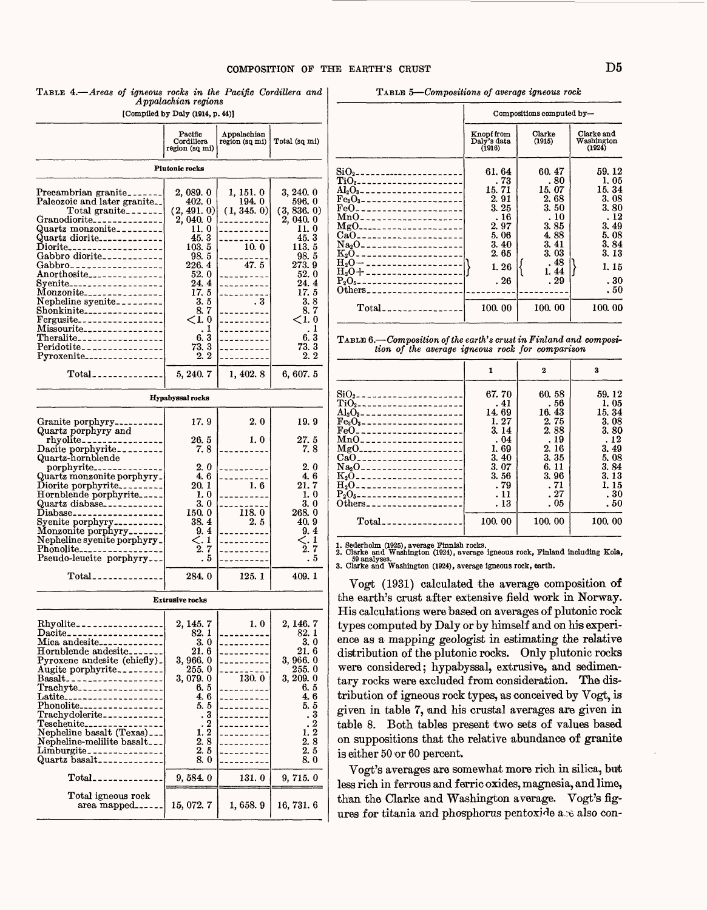**TABLE 4.**—*Areas of igneous rocks in the Pacific Cordillera and Appalachian regions*

[Compiled by Daly (1914, p. 44)]

| | Pacific Cordillera region (sq mi) | Appalachian region (sq mi) | Total (sq mi) |
|---|---|---|---|
| **Plutonic rocks** | | | |
| Precambrian granite | 2,089.0 | 1,151.0 | 3,240.0 |
| Paleozoic and later granite | 402.0 | 194.0 | 596.0 |
| Total granite | (2,491.0) | (1,345.0) | (3,836.0) |
| Granodiorite | 2,040.0 | | 2,040.0 |
| Quartz monzonite | 11.0 | | 11.0 |
| Quartz diorite | 45.3 | | 45.3 |
| Diorite | 103.5 | 10.0 | 113.5 |
| Gabbro diorite | 98.5 | | 98.5 |
| Gabbro | 226.4 | 47.5 | 273.9 |
| Anorthosite | 52.0 | | 52.0 |
| Syenite | 24.4 | | 24.4 |
| Monzonite | 17.5 | | 17.5 |
| Nepheline syenite | 3.5 | .3 | 3.8 |
| Shonkinite | 8.7 | | 8.7 |
| Fergusite | <1.0 | | <1.0 |
| Missourite | .1 | | .1 |
| Theralite | 6.3 | | 6.3 |
| Peridotite | 73.3 | | 73.3 |
| Pyroxenite | 2.2 | | 2.2 |
| Total | 5,240.7 | 1,402.8 | 6,607.5 |
| **Hypabyssal rocks** | | | |
| Granite porphyry | 17.9 | 2.0 | 19.9 |
| Quartz porphyry and rhyolite | 26.5 | 1.0 | 27.5 |
| Dacite porphyrite | 7.8 | | 7.8 |
| Quartz-hornblende porphyrite | 2.0 | | 2.0 |
| Quartz monzonite porphyry | 4.6 | | 4.6 |
| Diorite porphyrite | 20.1 | 1.6 | 21.7 |
| Hornblende porphyrite | 1.0 | | 1.0 |
| Quartz diabase | 3.0 | | 3.0 |
| Diabase | 150.0 | 118.0 | 268.0 |
| Syenite porphyry | 38.4 | 2.5 | 40.9 |
| Monzonite porphyry | 9.4 | | 9.4 |
| Nepheline syenite porphyry | <.1 | | <.1 |
| Phonolite | 2.7 | | 2.7 |
| Pseudo-leucite porphyry | .5 | | .5 |
| Total | 284.0 | 125.1 | 409.1 |
| **Extrusive rocks** | | | |
| Rhyolite | 2,145.7 | 1.0 | 2,146.7 |
| Dacite | 82.1 | | 82.1 |
| Mica andesite | 3.0 | | 3.0 |
| Hornblende andesite | 21.6 | | 21.6 |
| Pyroxene andesite (chiefly) | 3,966.0 | | 3,966.0 |
| Augite porphyrite | 255.0 | | 255.0 |
| Basalt | 3,079.0 | 130.0 | 3,209.0 |
| Trachyte | 6.5 | | 6.5 |
| Latite | 4.6 | | 4.6 |
| Phonolite | 5.5 | | 5.5 |
| Trachydolerite | .3 | | .3 |
| Teschenite | .2 | | .2 |
| Nepheline basalt (Texas) | 1.2 | | 1.2 |
| Nepheline-melilite basalt | 2.8 | | 2.8 |
| Limburgite | 2.5 | | 2.5 |
| Quartz basalt | 8.0 | | 8.0 |
| Total | 9,584.0 | 131.0 | 9,715.0 |
| Total igneous rock area mapped | 15,072.7 | 1,658.9 | 16,731.6 |

**TABLE 5**—*Compositions of average igneous rock*

| | Compositions computed by— | | |
|---|---|---|---|
| | Knopf from Daly's data (1916) | Clarke (1915) | Clarke and Washington (1924) |
| $SiO_2$ | 61.64 | 60.47 | 59.12 |
| $TiO_2$ | .73 | .80 | 1.05 |
| $Al_2O_3$ | 15.71 | 15.07 | 15.34 |
| $Fe_2O_3$ | 2.91 | 2.68 | 3.08 |
| FeO | 3.25 | 3.50 | 3.80 |
| MnO | .16 | .10 | .12 |
| MgO | 2.97 | 3.85 | 3.49 |
| CaO | 5.06 | 4.88 | 5.08 |
| $Na_2O$ | 3.40 | 3.41 | 3.84 |
| $K_2O$ | 2.65 | 3.03 | 3.13 |
| $H_2O-$ | 1.26 | .48 | 1.15 |
| $H_2O+$ | | 1.44 | |
| $P_2O_5$ | .26 | .29 | .30 |
| Others | | | .50 |
| Total | 100.00 | 100.00 | 100.00 |

**TABLE 6.**—*Composition of the earth's crust in Finland and composition of the average igneous rock for comparison*

| | 1 | 2 | 3 |
|---|---|---|---|
| $SiO_2$ | 67.70 | 60.58 | 59.12 |
| $TiO_2$ | .41 | .56 | 1.05 |
| $Al_2O_3$ | 14.69 | 16.43 | 15.34 |
| $Fe_2O_3$ | 1.27 | 2.75 | 3.08 |
| FeO | 3.14 | 2.88 | 3.80 |
| MnO | .04 | .19 | .12 |
| MgO | 1.69 | 2.16 | 3.49 |
| CaO | 3.40 | 3.35 | 5.08 |
| $Na_2O$ | 3.07 | 6.11 | 3.84 |
| $K_2O$ | 3.56 | 3.96 | 3.13 |
| $H_2O$ | .79 | .71 | 1.15 |
| $P_2O_5$ | .11 | .27 | .30 |
| Others | .13 | .05 | .50 |
| Total | 100.00 | 100.00 | 100.00 |

1. Sederholm (1925), average Finnish rocks.
2. Clarke and Washington (1924), average igneous rock, Finland including Kola, 59 analyses.
3. Clarke and Washington (1924), average igneous rock, earth.

Vogt (1931) calculated the average composition of the earth's crust after extensive field work in Norway. His calculations were based on averages of plutonic rock types computed by Daly or by himself and on his experience as a mapping geologist in estimating the relative distribution of the plutonic rocks. Only plutonic rocks were considered; hypabyssal, extrusive, and sedimentary rocks were excluded from consideration. The distribution of igneous rock types, as conceived by Vogt, is given in table 7, and his crustal averages are given in table 8. Both tables present two sets of values based on suppositions that the relative abundance of granite is either 50 or 60 percent.

Vogt's averages are somewhat more rich in silica, but less rich in ferrous and ferric oxides, magnesia, and lime, than the Clarke and Washington average. Vogt's figures for titania and phosphorus pentoxide are also con-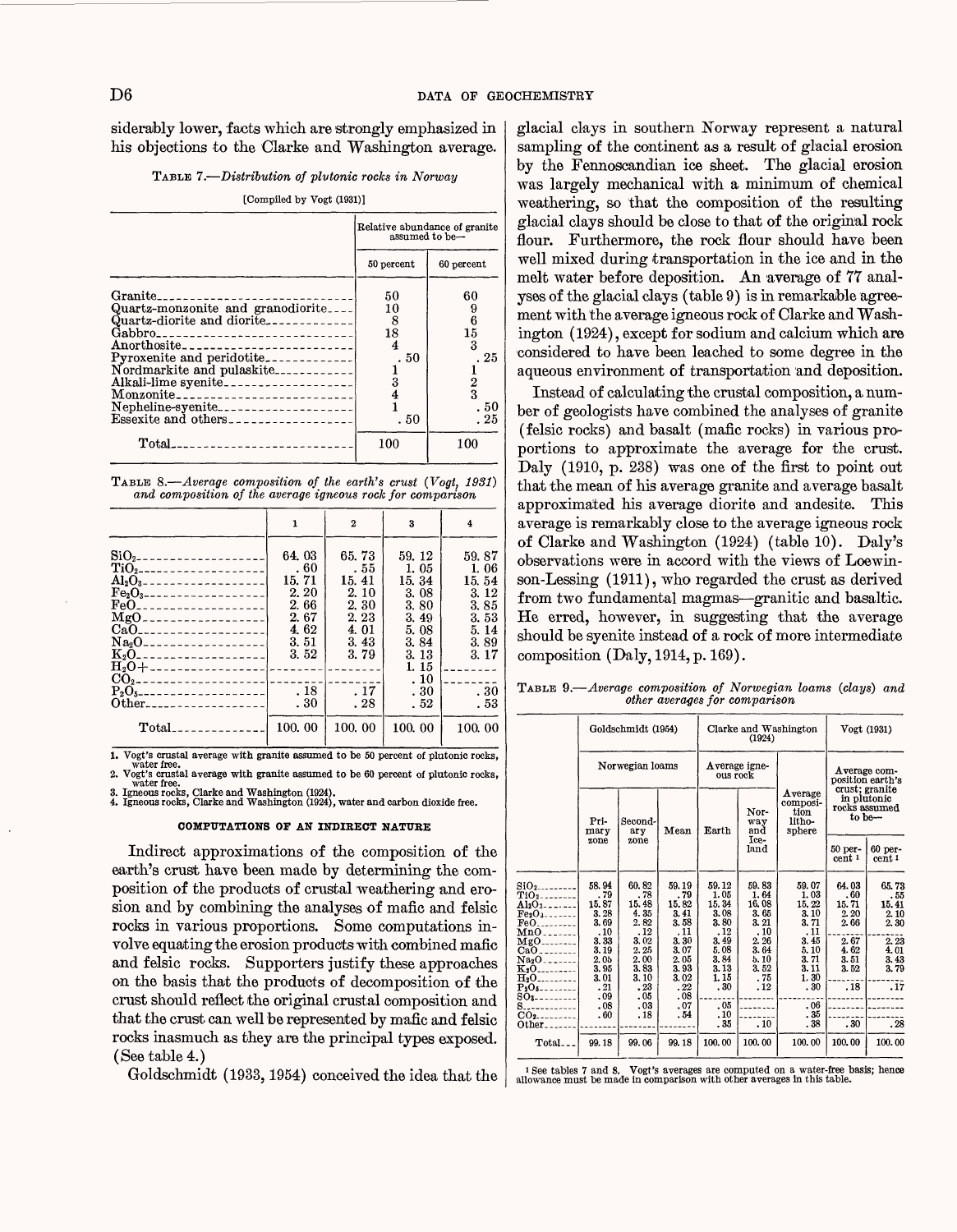siderably lower, facts which are strongly emphasized in his objections to the Clarke and Washington average.

TABLE 7.—*Distribution of plutonic rocks in Norway*

[Compiled by Vogt (1931)]

| | Relative abundance of granite assumed to be— | |
|---|---|---|
| | 50 percent | 60 percent |
| Granite | 50 | 60 |
| Quartz-monzonite and granodiorite | 10 | 9 |
| Quartz-diorite and diorite | 8 | 6 |
| Gabbro | 18 | 15 |
| Anorthosite | 4 | 3 |
| Pyroxenite and peridotite | .50 | .25 |
| Nordmarkite and pulaskite | 1 | 1 |
| Alkali-lime syenite | 3 | 2 |
| Monzonite | 4 | 3 |
| Nepheline-syenite | 1 | .50 |
| Essexite and others | .50 | .25 |
| Total | 100 | 100 |

TABLE 8.—*Average composition of the earth's crust (Vogt, 1931) and composition of the average igneous rock for comparison*

| | 1 | 2 | 3 | 4 |
|---|---|---|---|---|
| $SiO_2$ | 64.03 | 65.73 | 59.12 | 59.87 |
| $TiO_2$ | .60 | .55 | 1.05 | 1.06 |
| $Al_2O_3$ | 15.71 | 15.41 | 15.34 | 15.54 |
| $Fe_2O_3$ | 2.20 | 2.10 | 3.08 | 3.12 |
| FeO | 2.66 | 2.30 | 3.80 | 3.85 |
| MgO | 2.67 | 2.23 | 3.49 | 3.53 |
| CaO | 4.62 | 4.01 | 5.08 | 5.14 |
| $Na_2O$ | 3.51 | 3.43 | 3.84 | 3.89 |
| $K_2O$ | 3.52 | 3.79 | 3.13 | 3.17 |
| $H_2O+$ | | | 1.15 | |
| $CO_2$ | | | .10 | |
| $P_2O_5$ | .18 | .17 | .30 | .30 |
| Other | .30 | .28 | .52 | .53 |
| Total | 100.00 | 100.00 | 100.00 | 100.00 |

1. Vogt's crustal average with granite assumed to be 50 percent of plutonic rocks, water free.
2. Vogt's crustal average with granite assumed to be 60 percent of plutonic rocks, water free.
3. Igneous rocks, Clarke and Washington (1924).
4. Igneous rocks, Clarke and Washington (1924), water and carbon dioxide free.

#### COMPUTATIONS OF AN INDIRECT NATURE

Indirect approximations of the composition of the earth's crust have been made by determining the composition of the products of crustal weathering and erosion and by combining the analyses of mafic and felsic rocks in various proportions. Some computations involve equating the erosion products with combined mafic and felsic rocks. Supporters justify these approaches on the basis that the products of decomposition of the crust should reflect the original crustal composition and that the crust can well be represented by mafic and felsic rocks inasmuch as they are the principal types exposed. (See table 4.)

Goldschmidt (1933, 1954) conceived the idea that the glacial clays in southern Norway represent a natural sampling of the continent as a result of glacial erosion by the Fennoscandian ice sheet. The glacial erosion was largely mechanical with a minimum of chemical weathering, so that the composition of the resulting glacial clays should be close to that of the original rock flour. Furthermore, the rock flour should have been well mixed during transportation in the ice and in the melt water before deposition. An average of 77 analyses of the glacial clays (table 9) is in remarkable agreement with the average igneous rock of Clarke and Washington (1924), except for sodium and calcium which are considered to have been leached to some degree in the aqueous environment of transportation and deposition.

Instead of calculating the crustal composition, a number of geologists have combined the analyses of granite (felsic rocks) and basalt (mafic rocks) in various proportions to approximate the average for the crust. Daly (1910, p. 238) was one of the first to point out that the mean of his average granite and average basalt approximated his average diorite and andesite. This average is remarkably close to the average igneous rock of Clarke and Washington (1924) (table 10). Daly's observations were in accord with the views of Loewinson-Lessing (1911), who regarded the crust as derived from two fundamental magmas—granitic and basaltic. He erred, however, in suggesting that the average should be syenite instead of a rock of more intermediate composition (Daly, 1914, p. 169).

TABLE 9.—*Average composition of Norwegian loams (clays) and other averages for comparison*

| | Goldschmidt (1954) | | | Clarke and Washington (1924) | | | Vogt (1931) | |
|---|---|---|---|---|---|---|---|---|
| | Norwegian loams | | | Average igneous rock | | Average composition lithosphere | Average composition earth's crust; granite in plutonic rocks assumed to be— | |
| | Primary zone | Secondary zone | Mean | Earth | Norway and Iceland | | 50 percent[1] | 60 percent[1] |
| $SiO_2$ | 58.94 | 60.82 | 59.19 | 59.12 | 59.83 | 59.07 | 64.03 | 65.73 |
| $TiO_2$ | .79 | .78 | .79 | 1.05 | 1.64 | 1.03 | .60 | .55 |
| $Al_2O_3$ | 15.87 | 15.48 | 15.82 | 15.34 | 16.08 | 15.22 | 15.71 | 15.41 |
| $Fe_2O_3$ | 3.28 | 4.35 | 3.41 | 3.08 | 3.65 | 3.10 | 2.20 | 2.10 |
| FeO | 3.69 | 2.82 | 3.58 | 3.80 | 3.21 | 3.71 | 2.66 | 2.30 |
| MnO | .10 | .12 | .11 | .12 | .10 | .11 | | |
| MgO | 3.33 | 3.02 | 3.30 | 3.49 | 2.26 | 3.45 | 2.67 | 2.23 |
| CaO | 3.19 | 2.25 | 3.07 | 5.08 | 3.64 | 5.10 | 4.62 | 4.01 |
| $Na_2O$ | 2.05 | 2.00 | 2.05 | 3.84 | 5.10 | 3.71 | 3.51 | 3.43 |
| $K_2O$ | 3.95 | 3.83 | 3.93 | 3.13 | 3.52 | 3.11 | 3.52 | 3.79 |
| $H_2O$ | 3.01 | 3.10 | 3.02 | 1.15 | .75 | 1.30 | | |
| $P_2O_5$ | .21 | .23 | .22 | .30 | .12 | .30 | .18 | .17 |
| $SO_3$ | .09 | .05 | .08 | | | | | |
| S | .08 | .03 | .07 | .05 | | .06 | | |
| $CO_2$ | .60 | .18 | .54 | .10 | | .35 | | |
| Other | | | | .35 | .10 | .38 | .30 | .28 |
| Total | 99.18 | 99.06 | 99.18 | 100.00 | 100.00 | 100.00 | 100.00 | 100.00 |

[1] See tables 7 and 8. Vogt's averages are computed on a water-free basis; hence allowance must be made in comparison with other averages in this table.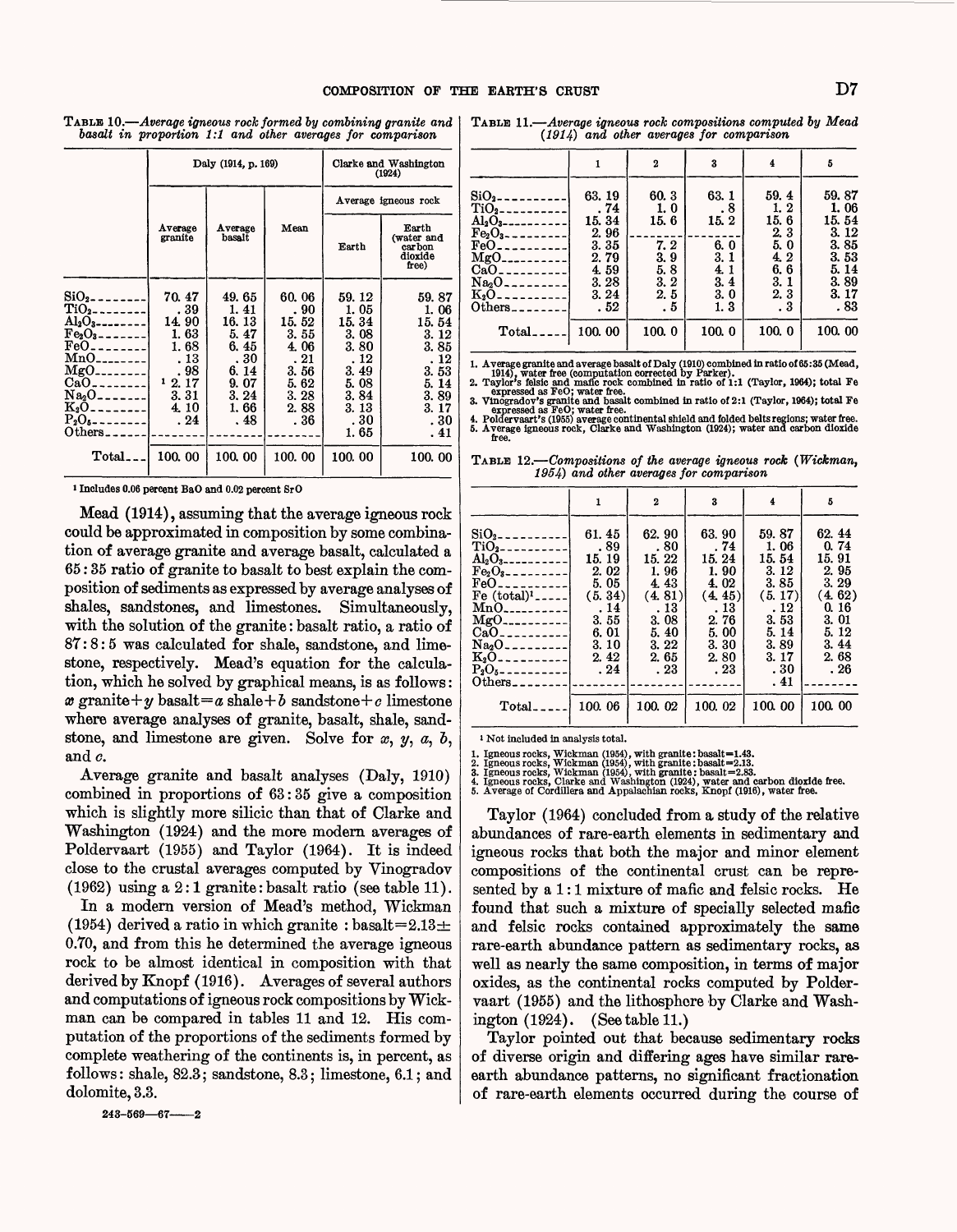TABLE 10.—*Average igneous rock formed by combining granite and basalt in proportion 1:1 and other averages for comparison*

| | Daly (1914, p. 169) | | | Clarke and Washington (1924) | |
|---|---|---|---|---|---|
| | | | | Average igneous rock | |
| | Average granite | Average basalt | Mean | Earth | Earth (water and carbon dioxide free) |
| $SiO_2$ | 70.47 | 49.65 | 60.06 | 59.12 | 59.87 |
| $TiO_2$ | .39 | 1.41 | .90 | 1.05 | 1.06 |
| $Al_2O_3$ | 14.90 | 16.13 | 15.52 | 15.34 | 15.54 |
| $Fe_2O_3$ | 1.63 | 5.47 | 3.55 | 3.08 | 3.12 |
| FeO | 1.68 | 6.45 | 4.06 | 3.80 | 3.85 |
| MnO | .13 | .30 | .21 | .12 | .12 |
| MgO | .98 | 6.14 | 3.56 | 3.49 | 3.53 |
| CaO | [1] 2.17 | 9.07 | 5.62 | 5.08 | 5.14 |
| $Na_2O$ | 3.31 | 3.24 | 3.28 | 3.84 | 3.89 |
| $K_2O$ | 4.10 | 1.66 | 2.88 | 3.13 | 3.17 |
| $P_2O_5$ | .24 | .48 | .36 | .30 | .30 |
| Others | | | | 1.65 | .41 |
| Total | 100.00 | 100.00 | 100.00 | 100.00 | 100.00 |

[1] Includes 0.06 percent BaO and 0.02 percent SrO

Mead (1914), assuming that the average igneous rock could be approximated in composition by some combination of average granite and average basalt, calculated a 65:35 ratio of granite to basalt to best explain the composition of sediments as expressed by average analyses of shales, sandstones, and limestones. Simultaneously, with the solution of the granite: basalt ratio, a ratio of 87:8:5 was calculated for shale, sandstone, and limestone, respectively. Mead's equation for the calculation, which he solved by graphical means, is as follows: $x$ granite + $y$ basalt = $a$ shale + $b$ sandstone + $c$ limestone where average analyses of granite, basalt, shale, sandstone, and limestone are given. Solve for $x$, $y$, $a$, $b$, and $c$.

Average granite and basalt analyses (Daly, 1910) combined in proportions of 63:35 give a composition which is slightly more silicic than that of Clarke and Washington (1924) and the more modern averages of Poldervaart (1955) and Taylor (1964). It is indeed close to the crustal averages computed by Vinogradov (1962) using a 2:1 granite: basalt ratio (see table 11).

In a modern version of Mead's method, Wickman (1954) derived a ratio in which granite : basalt = $2.13 \pm 0.70$, and from this he determined the average igneous rock to be almost identical in composition with that derived by Knopf (1916). Averages of several authors and computations of igneous rock compositions by Wickman can be compared in tables 11 and 12. His computation of the proportions of the sediments formed by complete weathering of the continents is, in percent, as follows: shale, 82.3; sandstone, 8.3; limestone, 6.1; and dolomite, 3.3.

TABLE 11.—*Average igneous rock compositions computed by Mead (1914) and other averages for comparison*

| | 1 | 2 | 3 | 4 | 5 |
|---|---|---|---|---|---|
| $SiO_2$ | 63.19 | 60.3 | 63.1 | 59.4 | 59.87 |
| $TiO_2$ | .74 | 1.0 | .8 | 1.2 | 1.06 |
| $Al_2O_3$ | 15.34 | 15.6 | 15.2 | 15.6 | 15.54 |
| $Fe_2O_3$ | 2.96 | | | 2.3 | 3.12 |
| FeO | 3.35 | 7.2 | 6.0 | 5.0 | 3.85 |
| MgO | 2.79 | 3.9 | 3.1 | 4.2 | 3.53 |
| CaO | 4.59 | 5.8 | 4.1 | 6.6 | 5.14 |
| $Na_2O$ | 3.28 | 3.2 | 3.4 | 3.1 | 3.89 |
| $K_2O$ | 3.24 | 2.5 | 3.0 | 2.3 | 3.17 |
| Others | .52 | .5 | 1.3 | .3 | .83 |
| Total | 100.00 | 100.0 | 100.0 | 100.0 | 100.00 |

1. Average granite and average basalt of Daly (1910) combined in ratio of 65:35 (Mead, 1914), water free (computation corrected by Parker).
2. Taylor's felsic and mafic rock combined in ratio of 1:1 (Taylor, 1964); total Fe expressed as FeO; water free.
3. Vinogradov's granite and basalt combined in ratio of 2:1 (Taylor, 1964); total Fe expressed as FeO; water free.
4. Poldervaart's (1955) average continental shield and folded belts regions; water free.
5. Average igneous rock, Clarke and Washington (1924); water and carbon dioxide free.

TABLE 12.—*Compositions of the average igneous rock (Wickman, 1954) and other averages for comparison*

| | 1 | 2 | 3 | 4 | 5 |
|---|---|---|---|---|---|
| $SiO_2$ | 61.45 | 62.90 | 63.90 | 59.87 | 62.44 |
| $TiO_2$ | .89 | .80 | .74 | 1.06 | 0.74 |
| $Al_2O_3$ | 15.19 | 15.22 | 15.24 | 15.54 | 15.91 |
| $Fe_2O_3$ | 2.02 | 1.96 | 1.90 | 3.12 | 2.95 |
| FeO | 5.05 | 4.43 | 4.02 | 3.85 | 3.29 |
| Fe (total)[1] | (5.34) | (4.81) | (4.45) | (5.17) | (4.62) |
| MnO | .14 | .13 | .13 | .12 | 0.16 |
| MgO | 3.55 | 3.08 | 2.76 | 3.53 | 3.01 |
| CaO | 6.01 | 5.40 | 5.00 | 5.14 | 5.12 |
| $Na_2O$ | 3.10 | 3.22 | 3.30 | 3.89 | 3.44 |
| $K_2O$ | 2.42 | 2.65 | 2.80 | 3.17 | 2.68 |
| $P_2O_5$ | .24 | .23 | .23 | .30 | .26 |
| Others | | | | .41 | |
| Total | 100.06 | 100.02 | 100.02 | 100.00 | 100.00 |

[1] Not included in analysis total.

1. Igneous rocks, Wickman (1954), with granite: basalt=1.43.
2. Igneous rocks, Wickman (1954), with granite: basalt=2.13.
3. Igneous rocks, Wickman (1954), with granite: basalt=2.83.
4. Igneous rocks, Clarke and Washington (1924), water and carbon dioxide free.
5. Average of Cordillera and Appalachian rocks, Knopf (1916), water free.

Taylor (1964) concluded from a study of the relative abundances of rare-earth elements in sedimentary and igneous rocks that both the major and minor element compositions of the continental crust can be represented by a 1:1 mixture of mafic and felsic rocks. He found that such a mixture of specially selected mafic and felsic rocks contained approximately the same rare-earth abundance pattern as sedimentary rocks, as well as nearly the same composition, in terms of major oxides, as the continental rocks computed by Poldervaart (1955) and the lithosphere by Clarke and Washington (1924). (See table 11.)

Taylor pointed out that because sedimentary rocks of diverse origin and differing ages have similar rare-earth abundance patterns, no significant fractionation of rare-earth elements occurred during the course of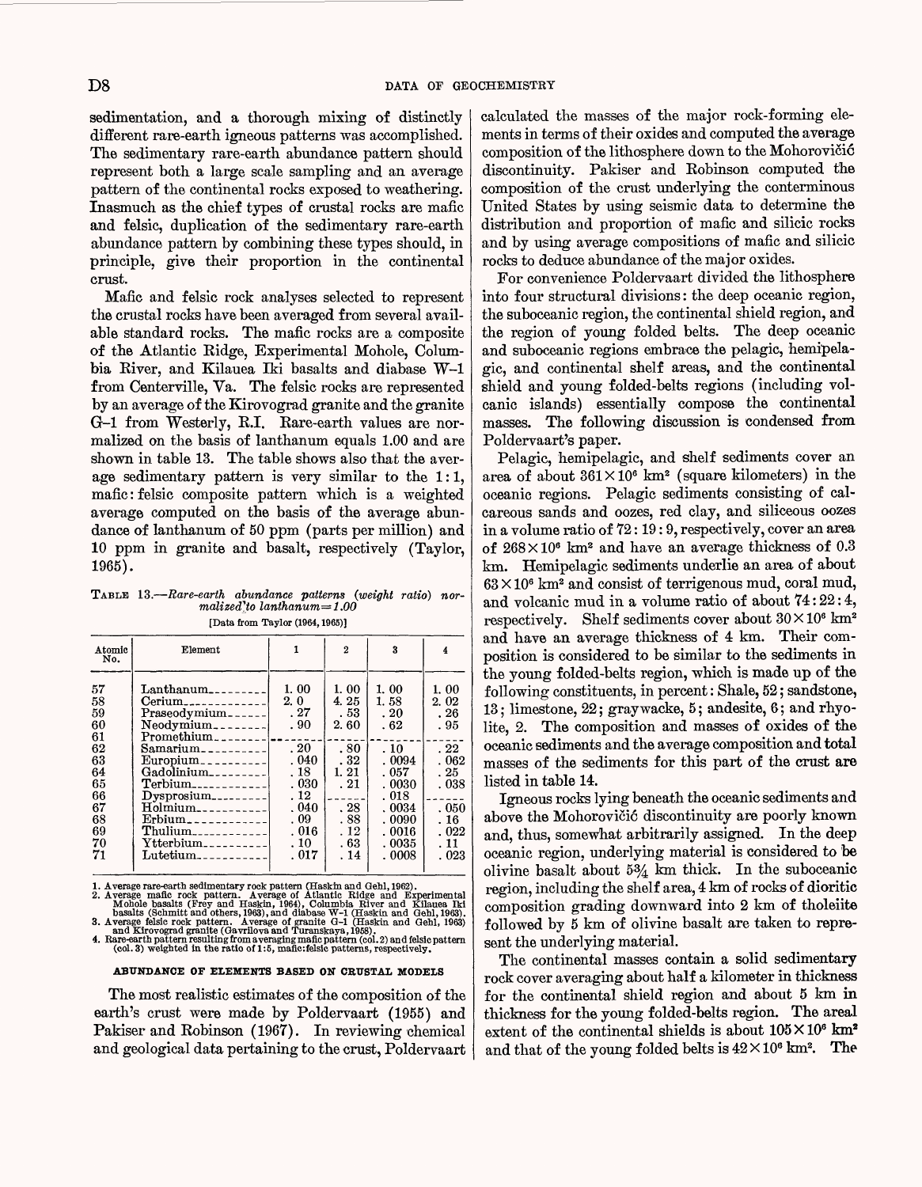sedimentation, and a thorough mixing of distinctly different rare-earth igneous patterns was accomplished. The sedimentary rare-earth abundance pattern should represent both a large scale sampling and an average pattern of the continental rocks exposed to weathering. Inasmuch as the chief types of crustal rocks are mafic and felsic, duplication of the sedimentary rare-earth abundance pattern by combining these types should, in principle, give their proportion in the continental crust.

Mafic and felsic rock analyses selected to represent the crustal rocks have been averaged from several available standard rocks. The mafic rocks are a composite of the Atlantic Ridge, Experimental Mohole, Columbia River, and Kilauea Iki basalts and diabase W-1 from Centerville, Va. The felsic rocks are represented by an average of the Kirovograd granite and the granite G-1 from Westerly, R.I. Rare-earth values are normalized on the basis of lanthanum equals 1.00 and are shown in table 13. The table shows also that the average sedimentary pattern is very similar to the 1:1, mafic: felsic composite pattern which is a weighted average computed on the basis of the average abundance of lanthanum of 50 ppm (parts per million) and 10 ppm in granite and basalt, respectively (Taylor, 1965).

TABLE 13.—*Rare-earth abundance patterns (weight ratio) normalized to lanthanum=1.00*

[Data from Taylor (1964, 1965)]

| Atomic No. | Element | 1 | 2 | 3 | 4 |
|---|---|---|---|---|---|
| 57 | Lanthanum | 1.00 | 1.00 | 1.00 | 1.00 |
| 58 | Cerium | 2.0 | 4.25 | 1.58 | 2.02 |
| 59 | Praseodymium | .27 | .53 | .20 | .26 |
| 60 | Neodymium | .90 | 2.60 | .62 | .95 |
| 61 | Promethium | | | | |
| 62 | Samarium | .20 | .80 | .10 | .22 |
| 63 | Europium | .040 | .32 | .0094 | .062 |
| 64 | Gadolinium | .18 | 1.21 | .057 | .25 |
| 65 | Terbium | .030 | .21 | .0030 | .038 |
| 66 | Dysprosium | .12 | ------ | .018 | ------ |
| 67 | Holmium | .040 | .28 | .0034 | .050 |
| 68 | Erbium | .09 | .88 | .0090 | .16 |
| 69 | Thulium | .016 | .12 | .0016 | .022 |
| 70 | Ytterbium | .10 | .63 | .0035 | .11 |
| 71 | Lutetium | .017 | .14 | .0008 | .023 |

1. Average rare-earth sedimentary rock pattern (Haskin and Gehl, 1962).
2. Average mafic rock pattern. Average of Atlantic Ridge and Experimental Mohole basalts (Frey and Haskin, 1964), Columbia River and Kilauea Iki basalts (Schmitt and others, 1963), and diabase W-1 (Haskin and Gehl, 1963).
3. Average felsic rock pattern. Average of granite G-1 (Haskin and Gehl, 1963) and Kirovograd granite (Gavrilova and Turanskaya, 1958).
4. Rare-earth pattern resulting from averaging mafic pattern (col. 2) and felsic pattern (col. 3) weighted in the ratio of 1:5, mafic:felsic patterns, respectively.

## ABUNDANCE OF ELEMENTS BASED ON CRUSTAL MODELS

The most realistic estimates of the composition of the earth's crust were made by Poldervaart (1955) and Pakiser and Robinson (1967). In reviewing chemical and geological data pertaining to the crust, Poldervaart calculated the masses of the major rock-forming elements in terms of their oxides and computed the average composition of the lithosphere down to the Mohorovičić discontinuity. Pakiser and Robinson computed the composition of the crust underlying the conterminous United States by using seismic data to determine the distribution and proportion of mafic and silicic rocks and by using average compositions of mafic and silicic rocks to deduce abundance of the major oxides.

For convenience Poldervaart divided the lithosphere into four structural divisions: the deep oceanic region, the suboceanic region, the continental shield region, and the region of young folded belts. The deep oceanic and suboceanic regions embrace the pelagic, hemipelagic, and continental shelf areas, and the continental shield and young folded-belts regions (including volcanic islands) essentially compose the continental masses. The following discussion is condensed from Poldervaart's paper.

Pelagic, hemipelagic, and shelf sediments cover an area of about $361 \times 10^6$ km² (square kilometers) in the oceanic regions. Pelagic sediments consisting of calcareous sands and oozes, red clay, and siliceous oozes in a volume ratio of 72:19:9, respectively, cover an area of $268 \times 10^6$ km² and have an average thickness of 0.3 km. Hemipelagic sediments underlie an area of about $63 \times 10^6$ km² and consist of terrigenous mud, coral mud, and volcanic mud in a volume ratio of about 74:22:4, respectively. Shelf sediments cover about $30 \times 10^6$ km² and have an average thickness of 4 km. Their composition is considered to be similar to the sediments in the young folded-belts region, which is made up of the following constituents, in percent: Shale, 52; sandstone, 13; limestone, 22; graywacke, 5; andesite, 6; and rhyolite, 2. The composition and masses of oxides of the oceanic sediments and the average composition and total masses of the sediments for this part of the crust are listed in table 14.

Igneous rocks lying beneath the oceanic sediments and above the Mohorovičić discontinuity are poorly known and, thus, somewhat arbitrarily assigned. In the deep oceanic region, underlying material is considered to be olivine basalt about 5¾ km thick. In the suboceanic region, including the shelf area, 4 km of rocks of dioritic composition grading downward into 2 km of tholeiite followed by 5 km of olivine basalt are taken to represent the underlying material.

The continental masses contain a solid sedimentary rock cover averaging about half a kilometer in thickness for the continental shield region and about 5 km in thickness for the young folded-belts region. The areal extent of the continental shields is about $105 \times 10^6$ km² and that of the young folded belts is $42 \times 10^6$ km². The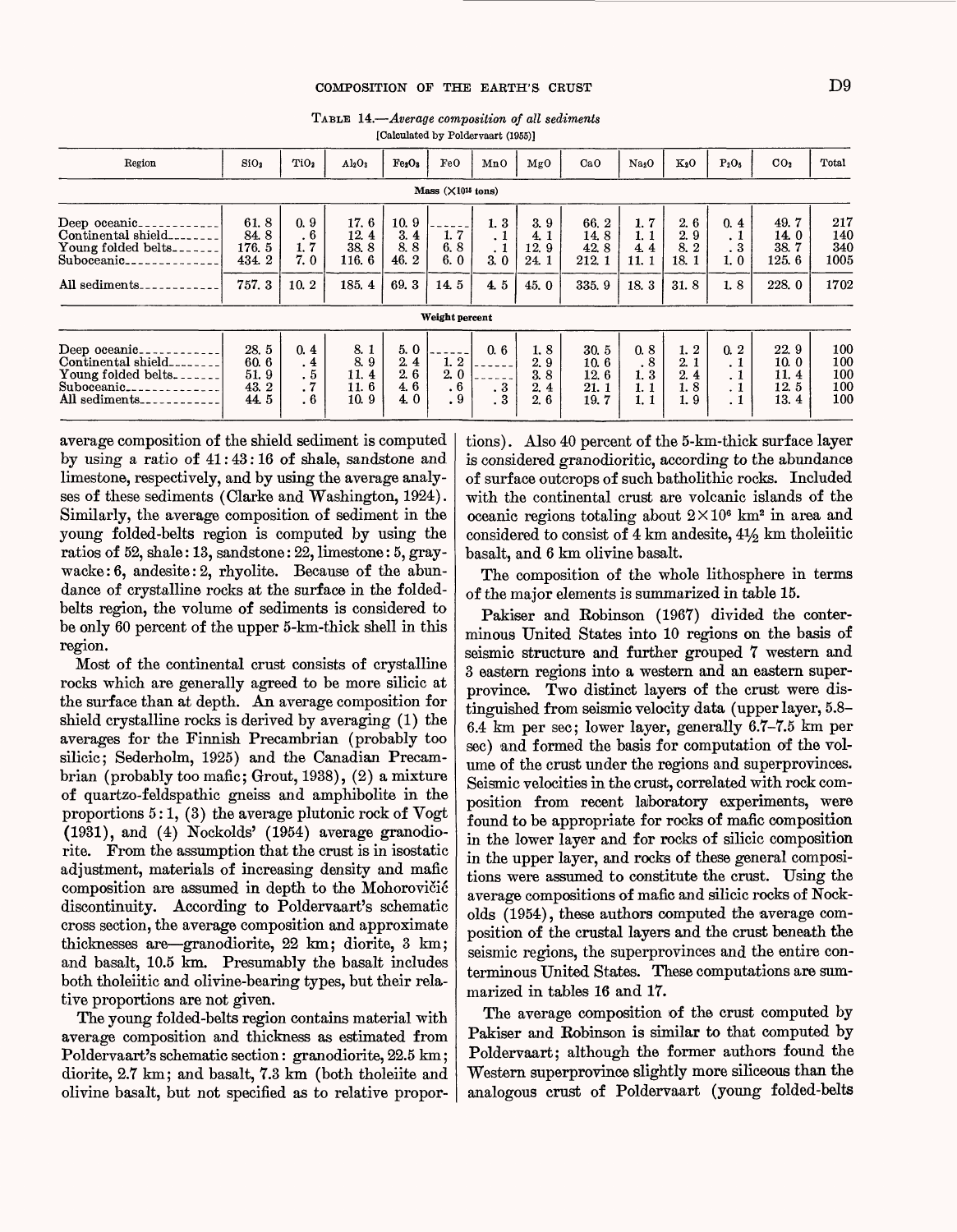TABLE 14.—*Average composition of all sediments*

[Calculated by Poldervaart (1955)]

| Region | $SiO_2$ | $TiO_2$ | $Al_2O_3$ | $Fe_2O_3$ | FeO | MnO | MgO | CaO | $Na_2O$ | $K_2O$ | $P_2O_5$ | $CO_2$ | Total |
|---|---|---|---|---|---|---|---|---|---|---|---|---|---|
| **Mass ($\times 10^{15}$ tons)** | | | | | | | | | | | | | |
| Deep oceanic | 61.8 | 0.9 | 17.6 | 10.9 | ------ | 1.3 | 3.9 | 66.2 | 1.7 | 2.6 | 0.4 | 49.7 | 217 |
| Continental shield | 84.8 | .6 | 12.4 | 3.4 | 1.7 | .1 | 4.1 | 14.8 | 1.1 | 2.9 | .1 | 14.0 | 140 |
| Young folded belts | 176.5 | 1.7 | 38.8 | 8.8 | 6.8 | .1 | 12.9 | 42.8 | 4.4 | 8.2 | .3 | 38.7 | 340 |
| Suboceanic | 434.2 | 7.0 | 116.6 | 46.2 | 6.0 | 3.0 | 24.1 | 212.1 | 11.1 | 18.1 | 1.0 | 125.6 | 1005 |
| All sediments | 757.3 | 10.2 | 185.4 | 69.3 | 14.5 | 4.5 | 45.0 | 335.9 | 18.3 | 31.8 | 1.8 | 228.0 | 1702 |
| **Weight percent** | | | | | | | | | | | | | |
| Deep oceanic | 28.5 | 0.4 | 8.1 | 5.0 | ------ | 0.6 | 1.8 | 30.5 | 0.8 | 1.2 | 0.2 | 22.9 | 100 |
| Continental shield | 60.6 | .4 | 8.9 | 2.4 | 1.2 | ------ | 2.9 | 10.6 | .8 | 2.1 | .1 | 10.0 | 100 |
| Young folded belts | 51.9 | .5 | 11.4 | 2.6 | 2.0 | ------ | 3.8 | 12.6 | 1.3 | 2.4 | .1 | 11.4 | 100 |
| Suboceanic | 43.2 | .7 | 11.6 | 4.6 | .6 | .3 | 2.4 | 21.1 | 1.1 | 1.8 | .1 | 12.5 | 100 |
| All sediments | 44.5 | .6 | 10.9 | 4.0 | .9 | .3 | 2.6 | 19.7 | 1.1 | 1.9 | .1 | 13.4 | 100 |

average composition of the shield sediment is computed by using a ratio of 41:43:16 of shale, sandstone and limestone, respectively, and by using the average analyses of these sediments (Clarke and Washington, 1924). Similarly, the average composition of sediment in the young folded-belts region is computed by using the ratios of 52, shale: 13, sandstone: 22, limestone: 5, graywacke: 6, andesite: 2, rhyolite. Because of the abundance of crystalline rocks at the surface in the folded-belts region, the volume of sediments is considered to be only 60 percent of the upper 5-km-thick shell in this region.

Most of the continental crust consists of crystalline rocks which are generally agreed to be more silicic at the surface than at depth. An average composition for shield crystalline rocks is derived by averaging (1) the averages for the Finnish Precambrian (probably too silicic; Sederholm, 1925) and the Canadian Precambrian (probably too mafic; Grout, 1938), (2) a mixture of quartzo-feldspathic gneiss and amphibolite in the proportions 5:1, (3) the average plutonic rock of Vogt (1931), and (4) Nockolds' (1954) average granodiorite. From the assumption that the crust is in isostatic adjustment, materials of increasing density and mafic composition are assumed in depth to the Mohorovičić discontinuity. According to Poldervaart's schematic cross section, the average composition and approximate thicknesses are—granodiorite, 22 km; diorite, 3 km; and basalt, 10.5 km. Presumably the basalt includes both tholeiitic and olivine-bearing types, but their relative proportions are not given.

The young folded-belts region contains material with average composition and thickness as estimated from Poldervaart's schematic section: granodiorite, 22.5 km; diorite, 2.7 km; and basalt, 7.3 km (both tholeiite and olivine basalt, but not specified as to relative proportions). Also 40 percent of the 5-km-thick surface layer is considered granodioritic, according to the abundance of surface outcrops of such batholithic rocks. Included with the continental crust are volcanic islands of the oceanic regions totaling about $2\times10^6$ km² in area and considered to consist of 4 km andesite, 4½ km tholeiitic basalt, and 6 km olivine basalt.

The composition of the whole lithosphere in terms of the major elements is summarized in table 15.

Pakiser and Robinson (1967) divided the conterminous United States into 10 regions on the basis of seismic structure and further grouped 7 western and 3 eastern regions into a western and an eastern superprovince. Two distinct layers of the crust were distinguished from seismic velocity data (upper layer, 5.8–6.4 km per sec; lower layer, generally 6.7–7.5 km per sec) and formed the basis for computation of the volume of the crust under the regions and superprovinces. Seismic velocities in the crust, correlated with rock composition from recent laboratory experiments, were found to be appropriate for rocks of mafic composition in the lower layer and for rocks of silicic composition in the upper layer, and rocks of these general compositions were assumed to constitute the crust. Using the average compositions of mafic and silicic rocks of Nockolds (1954), these authors computed the average composition of the crustal layers and the crust beneath the seismic regions, the superprovinces and the entire conterminous United States. These computations are summarized in tables 16 and 17.

The average composition of the crust computed by Pakiser and Robinson is similar to that computed by Poldervaart; although the former authors found the Western superprovince slightly more siliceous than the analogous crust of Poldervaart (young folded-belts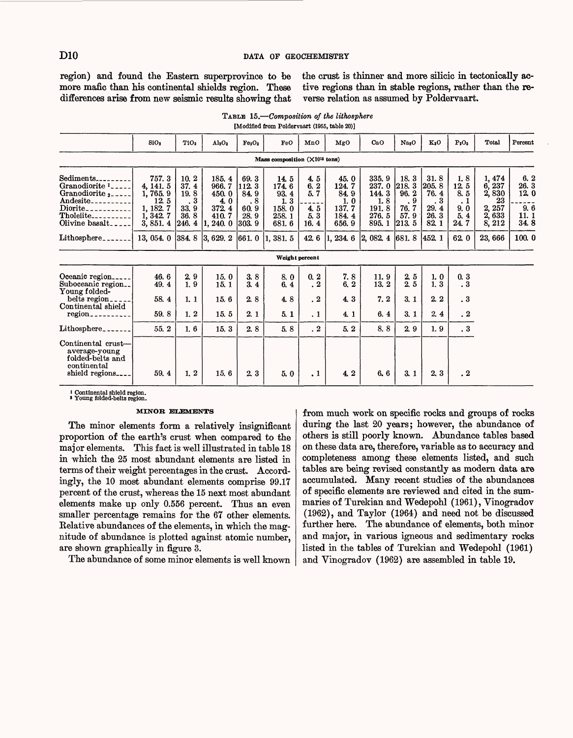region) and found the Eastern superprovince to be more mafic than his continental shields region. These differences arise from new seismic results showing that the crust is thinner and more silicic in tectonically active regions than in stable regions, rather than the reverse relation as assumed by Poldervaart.

TABLE 15.—*Composition of the lithosphere*

[Modified from Poldervaart (1955, table 20)]

| | $SiO_2$ | $TiO_2$ | $Al_2O_3$ | $Fe_2O_3$ | FeO | MnO | MgO | CaO | $Na_2O$ | $K_2O$ | $P_2O_5$ | Total | Percent |
|---|---|---|---|---|---|---|---|---|---|---|---|---|---|
| **Mass composition ($\times 10^{15}$ tons)** | | | | | | | | | | | | | |
| Sediments | 757. 3 | 10. 2 | 185. 4 | 69. 3 | 14. 5 | 4. 5 | 45. 0 | 335. 9 | 18. 3 | 31. 8 | 1. 8 | 1, 474 | 6. 2 |
| Granodiorite [1] | 4, 141. 5 | 37. 4 | 966. 7 | 112. 3 | 174. 6 | 6. 2 | 124. 7 | 237. 0 | 218. 3 | 205. 8 | 12. 5 | 6, 237 | 26. 3 |
| Granodiorite [2] | 1, 765. 9 | 19. 8 | 450. 0 | 84. 9 | 93. 4 | 5. 7 | 84. 9 | 144. 3 | 96. 2 | 76. 4 | 8. 5 | 2, 830 | 12. 0 |
| Andesite | 12. 5 | . 3 | 4. 0 | . 8 | 1. 3 | ------ | 1. 0 | 1. 8 | . 9 | . 3 | . 1 | 23 | ------ |
| Diorite | 1, 182. 7 | 33. 9 | 372. 4 | 60. 9 | 158. 0 | 4. 5 | 137. 7 | 191. 8 | 76. 7 | 29. 4 | 9. 0 | 2, 257 | 9. 6 |
| Tholeiite | 1, 342. 7 | 36. 8 | 410. 7 | 28. 9 | 258. 1 | 5. 3 | 184. 4 | 276. 5 | 57. 9 | 26. 3 | 5. 4 | 2, 633 | 11. 1 |
| Olivine basalt | 3, 851. 4 | 246. 4 | 1, 240. 0 | 303. 9 | 681. 6 | 16. 4 | 656. 9 | 895. 1 | 213. 5 | 82. 1 | 24. 7 | 8, 212 | 34. 8 |
| Lithosphere | 13, 054. 0 | 384. 8 | 3, 629. 2 | 661. 0 | 1, 381. 5 | 42. 6 | 1, 234. 6 | 2, 082. 4 | 681. 8 | 452. 1 | 62. 0 | 23, 666 | 100. 0 |
| **Weight percent** | | | | | | | | | | | | | |
| Oceanic region | 46. 6 | 2. 9 | 15. 0 | 3. 8 | 8. 0 | 0. 2 | 7. 8 | 11. 9 | 2. 5 | 1. 0 | 0. 3 | | |
| Suboceanic region | 49. 4 | 1. 9 | 15. 1 | 3. 4 | 6. 4 | . 2 | 6. 2 | 13. 2 | 2. 5 | 1. 3 | . 3 | | |
| Young folded-belts region | 58. 4 | 1. 1 | 15. 6 | 2. 8 | 4. 8 | . 2 | 4. 3 | 7. 2 | 3. 1 | 2. 2 | . 3 | | |
| Continental shield region | 59. 8 | 1. 2 | 15. 5 | 2. 1 | 5. 1 | . 1 | 4. 1 | 6. 4 | 3. 1 | 2. 4 | . 2 | | |
| Lithosphere | 55. 2 | 1. 6 | 15. 3 | 2. 8 | 5. 8 | . 2 | 5. 2 | 8. 8 | 2. 9 | 1. 9 | . 3 | | |
| Continental crust—average-young folded-belts and continental shield regions | 59. 4 | 1. 2 | 15. 6 | 2. 3 | 5. 0 | . 1 | 4. 2 | 6. 6 | 3. 1 | 2. 3 | . 2 | | |

[1] Continental shield region.
[2] Young folded-belts region.

### MINOR ELEMENTS

The minor elements form a relatively insignificant proportion of the earth's crust when compared to the major elements. This fact is well illustrated in table 18 in which the 25 most abundant elements are listed in terms of their weight percentages in the crust. Accordingly, the 10 most abundant elements comprise 99.17 percent of the crust, whereas the 15 next most abundant elements make up only 0.556 percent. Thus an even smaller percentage remains for the 67 other elements. Relative abundances of the elements, in which the magnitude of abundance is plotted against atomic number, are shown graphically in figure 3.

The abundance of some minor elements is well known from much work on specific rocks and groups of rocks during the last 20 years; however, the abundance of others is still poorly known. Abundance tables based on these data are, therefore, variable as to accuracy and completeness among these elements listed, and such tables are being revised constantly as modern data are accumulated. Many recent studies of the abundances of specific elements are reviewed and cited in the summaries of Turekian and Wedepohl (1961), Vinogradov (1962), and Taylor (1964) and need not be discussed further here. The abundance of elements, both minor and major, in various igneous and sedimentary rocks listed in the tables of Turekian and Wedepohl (1961) and Vinogradov (1962) are assembled in table 19.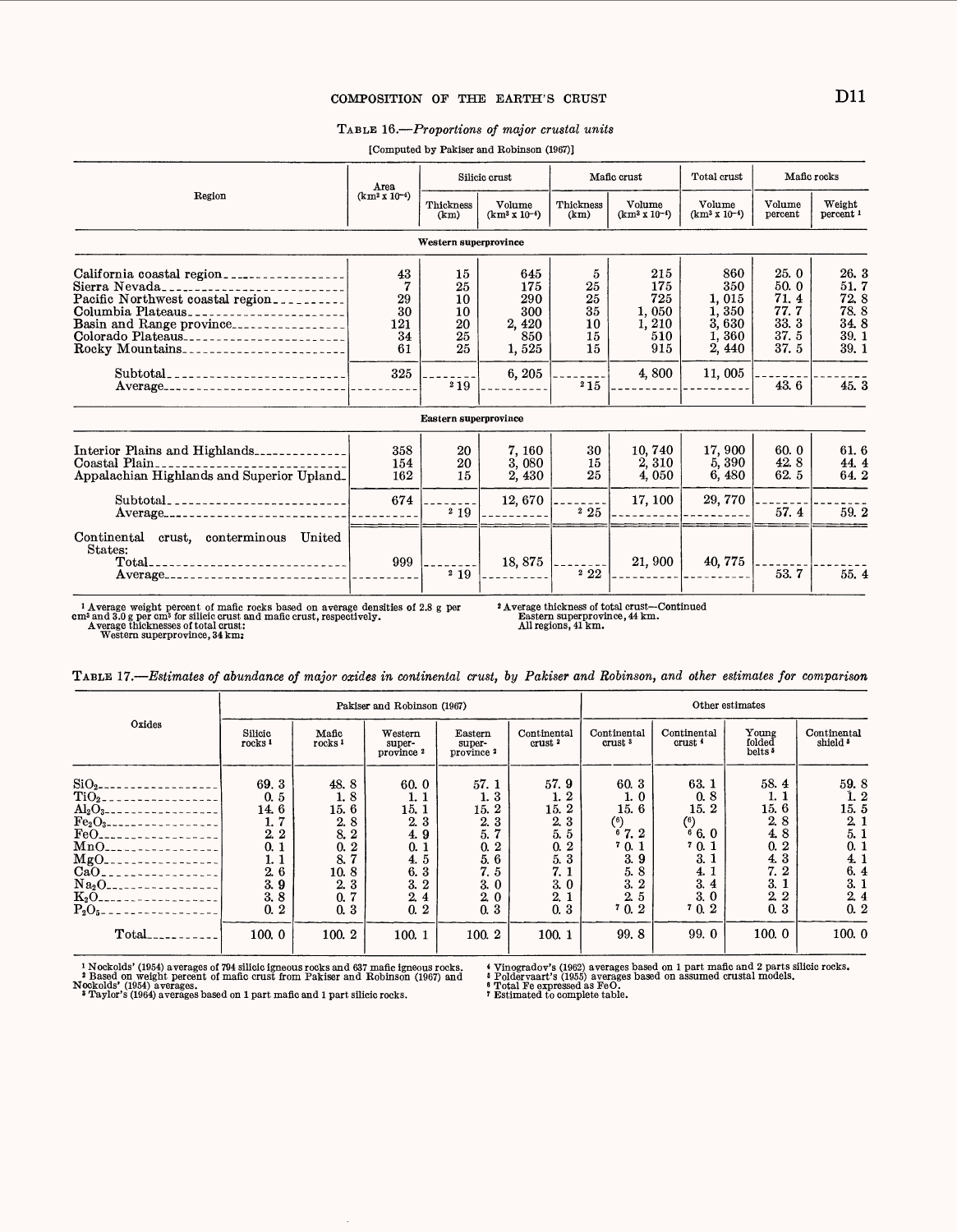TABLE 16.—*Proportions of major crustal units*

[Computed by Pakiser and Robinson (1967)]

| Region | Area ($km^2 \times 10^{-4}$) | Silicic crust | | Mafic crust | | Total crust | Mafic rocks | |
|---|---|---|---|---|---|---|---|---|
| | | Thickness (km) | Volume ($km^3 \times 10^{-4}$) | Thickness (km) | Volume ($km^3 \times 10^{-4}$) | Volume ($km^3 \times 10^{-4}$) | Volume percent | Weight percent [1] |
| **Western superprovince** | | | | | | | | |
| California coastal region | 43 | 15 | 645 | 5 | 215 | 860 | 25.0 | 26.3 |
| Sierra Nevada | 7 | 25 | 175 | 25 | 175 | 350 | 50.0 | 51.7 |
| Pacific Northwest coastal region | 29 | 10 | 290 | 25 | 725 | 1,015 | 71.4 | 72.8 |
| Columbia Plateaus | 30 | 10 | 300 | 35 | 1,050 | 1,350 | 77.7 | 78.8 |
| Basin and Range province | 121 | 20 | 2,420 | 10 | 1,210 | 3,630 | 33.3 | 34.8 |
| Colorado Plateaus | 34 | 25 | 850 | 15 | 510 | 1,360 | 37.5 | 39.1 |
| Rocky Mountains | 61 | 25 | 1,525 | 15 | 915 | 2,440 | 37.5 | 39.1 |
| Subtotal | 325 | | 6,205 | | 4,800 | 11,005 | | |
| Average | | [2] 19 | | [2] 15 | | | 43.6 | 45.3 |
| **Eastern superprovince** | | | | | | | | |
| Interior Plains and Highlands | 358 | 20 | 7,160 | 30 | 10,740 | 17,900 | 60.0 | 61.6 |
| Coastal Plain | 154 | 20 | 3,080 | 15 | 2,310 | 5,390 | 42.8 | 44.4 |
| Appalachian Highlands and Superior Upland | 162 | 15 | 2,430 | 25 | 4,050 | 6,480 | 62.5 | 64.2 |
| Subtotal | 674 | | 12,670 | | 17,100 | 29,770 | | |
| Average | | [2] 19 | | [2] 25 | | | 57.4 | 59.2 |
| Continental crust, conterminous United States: | | | | | | | | |
| Total | 999 | | 18,875 | | 21,900 | 40,775 | | |
| Average | | [2] 19 | | [2] 22 | | | 53.7 | 55.4 |

[1] Average weight percent of mafic rocks based on average densities of 2.8 g per $cm^3$ and 3.0 g per $cm^3$ for silicic crust and mafic crust, respectively.
Average thicknesses of total crust:
Western superprovince, 34 km;

[2] Average thickness of total crust—Continued
Eastern superprovince, 44 km.
All regions, 41 km.

TABLE 17.—*Estimates of abundance of major oxides in continental crust, by Pakiser and Robinson, and other estimates for comparison*

| Oxides | Pakiser and Robinson (1967) | | | | | Other estimates | | | |
|---|---|---|---|---|---|---|---|---|---|
| | Silicic rocks [1] | Mafic rocks [1] | Western super-province [2] | Eastern super-province [2] | Continental crust [2] | Continental crust [3] | Continental crust [4] | Young folded belts [5] | Continental shield [5] |
| $SiO_2$ | 69.3 | 48.8 | 60.0 | 57.1 | 57.9 | 60.3 | 63.1 | 58.4 | 59.8 |
| $TiO_2$ | 0.5 | 1.8 | 1.1 | 1.3 | 1.2 | 1.0 | 0.8 | 1.1 | 1.2 |
| $Al_2O_3$ | 14.6 | 15.6 | 15.1 | 15.2 | 15.2 | 15.6 | 15.2 | 15.6 | 15.5 |
| $Fe_2O_3$ | 1.7 | 2.8 | 2.3 | 2.3 | 2.3 | (6) | (6) | 2.8 | 2.1 |
| FeO | 2.2 | 8.2 | 4.9 | 5.7 | 5.5 | [6] 7.2 | [6] 6.0 | 4.8 | 5.1 |
| MnO | 0.1 | 0.2 | 0.1 | 0.2 | 0.2 | [7] 0.1 | [7] 0.1 | 0.2 | 0.1 |
| MgO | 1.1 | 8.7 | 4.5 | 5.6 | 5.3 | 3.9 | 3.1 | 4.3 | 4.1 |
| CaO | 2.6 | 10.8 | 6.3 | 7.5 | 7.1 | 5.8 | 4.1 | 7.2 | 6.4 |
| $Na_2O$ | 3.9 | 2.3 | 3.2 | 3.0 | 3.0 | 3.2 | 3.4 | 3.1 | 3.1 |
| $K_2O$ | 3.8 | 0.7 | 2.4 | 2.0 | 2.1 | 2.5 | 3.0 | 2.2 | 2.4 |
| $P_2O_5$ | 0.2 | 0.3 | 0.2 | 0.3 | 0.3 | [7] 0.2 | [7] 0.2 | 0.3 | 0.2 |
| Total | 100.0 | 100.2 | 100.1 | 100.2 | 100.1 | 99.8 | 99.0 | 100.0 | 100.0 |

[1] Nockolds' (1954) averages of 794 silicic igneous rocks and 637 mafic igneous rocks.
[2] Based on weight percent of mafic crust from Pakiser and Robinson (1967) and Nockolds' (1954) averages.
[3] Taylor's (1964) averages based on 1 part mafic and 1 part silicic rocks.
[4] Vinogradov's (1962) averages based on 1 part mafic and 2 parts silicic rocks.
[5] Poldervaart's (1955) averages based on assumed crustal models.
[6] Total Fe expressed as FeO.
[7] Estimated to complete table.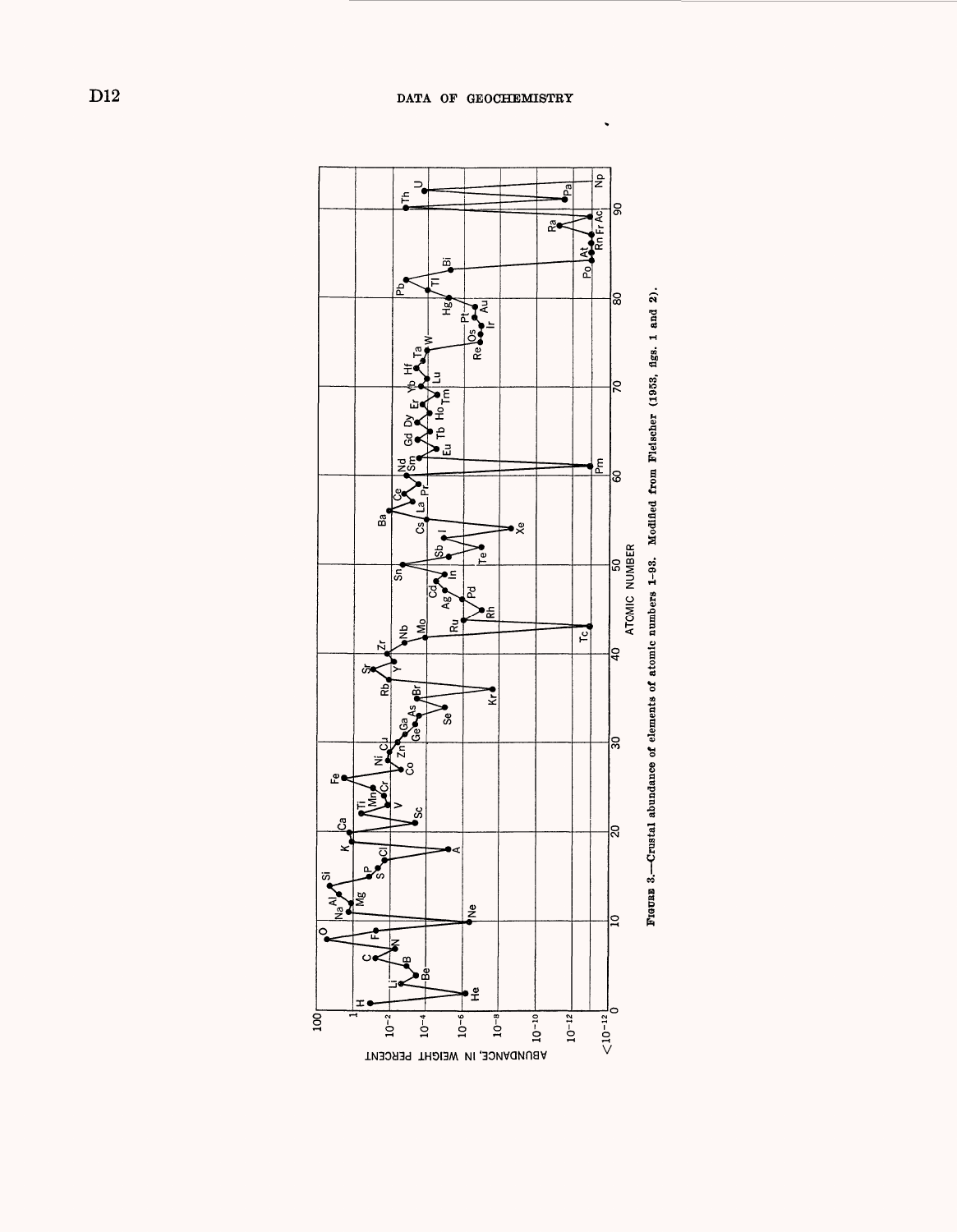FIGURE 3.—Crustal abundance of elements of atomic numbers 1–93. Modified from Fleischer (1953, figs. 1 and 2).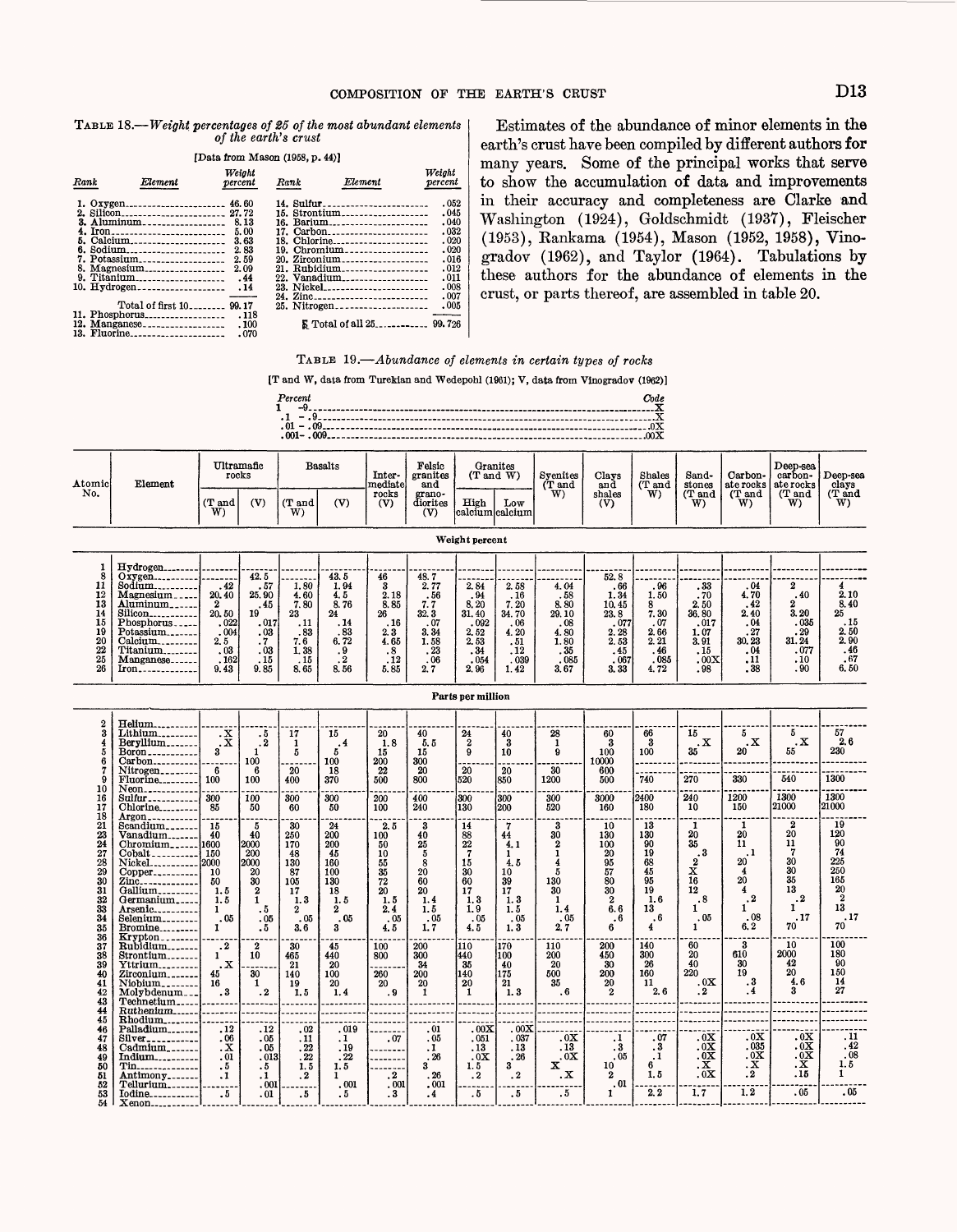**TABLE 18.**—*Weight percentages of 25 of the most abundant elements of the earth's crust*

[Data from Mason (1958, p. 44)]

| Rank | Element | Weight percent | Rank | Element | Weight percent |
|---|---|---|---|---|---|
| 1. | Oxygen | 46.60 | 14. | Sulfur | .052 |
| 2. | Silicon | 27.72 | 15. | Strontium | .045 |
| 3. | Aluminum | 8.13 | 16. | Barium | .040 |
| 4. | Iron | 5.00 | 17. | Carbon | .032 |
| 5. | Calcium | 3.63 | 18. | Chlorine | .020 |
| 6. | Sodium | 2.83 | 19. | Chromium | .020 |
| 7. | Potassium | 2.59 | 20. | Zirconium | .016 |
| 8. | Magnesium | 2.09 | 21. | Rubidium | .012 |
| 9. | Titanium | .44 | 22. | Vanadium | .011 |
| 10. | Hydrogen | .14 | 23. | Nickel | .008 |
| | Total of first 10 | 99.17 | 24. | Zinc | .007 |
| 11. | Phosphorus | .118 | 25. | Nitrogen | .005 |
| 12. | Manganese | .100 | | Total of all 25 | 99.726 |
| 13. | Fluorine | .070 | | | |

Estimates of the abundance of minor elements in the earth's crust have been compiled by different authors for many years. Some of the principal works that serve to show the accumulation of data and improvements in their accuracy and completeness are Clarke and Washington (1924), Goldschmidt (1937), Fleischer (1953), Rankama (1954), Mason (1952, 1958), Vinogradov (1962), and Taylor (1964). Tabulations by these authors for the abundance of elements in the crust, or parts thereof, are assembled in table 20.

**TABLE 19.**—*Abundance of elements in certain types of rocks*

[T and W, data from Turekian and Wedepohl (1961); V, data from Vinogradov (1962)]

| Percent | Code |
|---|---|
| 1 -9 | X |
| .1 -.9 | .X |
| .01 -.09 | .0X |
| .001-.009 | .00X |

| Atomic No. | Element | Ultramafic rocks (T and W) | Ultramafic rocks (V) | Basalts (T and W) | Basalts (V) | Intermediate rocks (V) | Felsic granites and granodiorites (V) | Granites (T and W) High calcium | Granites (T and W) Low calcium | Syenites (T and W) | Clays and shales (V) | Shales (T and W) | Sandstones (T and W) | Carbonate rocks (T and W) | Deep-sea carbonate rocks (T and W) | Deep-sea clays (T and W) |
|---|---|---|---|---|---|---|---|---|---|---|---|---|---|---|---|---|
| | **Weight percent** | | | | | | | | | | | | | | | |
| 1 | Hydrogen | | | | | | | | | | | | | | | |
| 8 | Oxygen | | 42.5 | | 43.5 | 46 | 48.7 | | | | 52.8 | | | | | |
| 11 | Sodium | .42 | .57 | 1.80 | 1.94 | 3 | 2.77 | 2.84 | 2.58 | 4.04 | .66 | .96 | .33 | .04 | 2 | 4 |
| 12 | Magnesium | 20.40 | 25.90 | 4.60 | 4.5 | 2.18 | .56 | .94 | .16 | .58 | 1.34 | 1.50 | .70 | 4.70 | .40 | 2.10 |
| 13 | Aluminum | 2 | .45 | 7.80 | 8.76 | 8.85 | 7.7 | 8.20 | 7.20 | 8.80 | 10.45 | 8 | 2.50 | .42 | 2 | 8.40 |
| 14 | Silicon | 20.50 | 19 | 23 | 24 | 26 | 32.3 | 31.40 | 34.70 | 29.10 | 23.8 | 7.30 | 36.80 | 2.40 | 3.20 | 25 |
| 15 | Phosphorus | .022 | .017 | .11 | .14 | .16 | .07 | .092 | .06 | .08 | .077 | .07 | .017 | .04 | .035 | .15 |
| 19 | Potassium | .004 | .03 | .83 | .83 | 2.3 | 3.34 | 2.52 | 4.20 | 4.80 | 2.28 | 2.66 | 1.07 | .27 | .29 | 2.50 |
| 20 | Calcium | 2.5 | .7 | 7.6 | 6.72 | 4.65 | 1.58 | 2.53 | .51 | 1.80 | 2.53 | 2.21 | 3.91 | 30.23 | 31.24 | 2.90 |
| 22 | Titanium | .03 | .03 | 1.38 | .9 | .8 | .23 | .34 | .12 | .35 | .45 | .46 | .15 | .04 | .077 | .46 |
| 25 | Manganese | .162 | .15 | .15 | .2 | .12 | .06 | .054 | .039 | .085 | .067 | .085 | .00X | .11 | .10 | .67 |
| 26 | Iron | 9.43 | 9.85 | 8.65 | 8.56 | 5.85 | 2.7 | 2.96 | 1.42 | 3.67 | 3.33 | 4.72 | .98 | .38 | .90 | 6.50 |
| | **Parts per million** | | | | | | | | | | | | | | | |
| 2 | Helium | | | | | | | | | | | | | | | |
| 3 | Lithium | .X | .5 | 17 | 15 | 20 | 40 | 24 | 40 | 28 | 60 | 66 | 15 | 5 | 5 | 57 |
| 4 | Beryllium | .X | .2 | 1 | .4 | 1.8 | 5.5 | 2 | 3 | 1 | 3 | 3 | .X | .X | .X | 2.6 |
| 5 | Boron | 3 | 1 | 5 | 5 | 15 | 15 | 9 | 10 | 9 | 100 | 100 | 35 | 20 | 55 | 230 |
| 6 | Carbon | | 100 | | 100 | 200 | 300 | | | | 10000 | | | | | |
| 7 | Nitrogen | 6 | 6 | 20 | 18 | 22 | 20 | 20 | 20 | 30 | 600 | | | | | |
| 9 | Fluorine | 100 | 100 | 400 | 370 | 500 | 800 | 520 | 850 | 1200 | 500 | 740 | 270 | 330 | 540 | 1300 |
| 10 | Neon | | | | | | | | | | | | | | | |
| 16 | Sulfur | 300 | 100 | 300 | 300 | 200 | 400 | 300 | 300 | 300 | 3000 | 2400 | 240 | 1200 | 1300 | 1300 |
| 17 | Chlorine | 85 | 50 | 60 | 50 | 100 | 240 | 130 | 200 | 520 | 160 | 180 | 10 | 150 | 21000 | 21000 |
| 18 | Argon | | | | | | | | | | | | | | | |
| 21 | Scandium | 15 | 5 | 30 | 24 | 2.5 | 3 | 14 | 7 | 3 | 10 | 13 | 1 | 1 | 2 | 19 |
| 23 | Vanadium | 40 | 40 | 250 | 200 | 100 | 40 | 88 | 44 | 30 | 130 | 130 | 20 | 20 | 20 | 120 |
| 24 | Chromium | 1600 | 2000 | 170 | 200 | 50 | 25 | 22 | 4.1 | 2 | 100 | 90 | 35 | 11 | 11 | 90 |
| 27 | Cobalt | 150 | 200 | 48 | 45 | 10 | 5 | 7 | 1 | 1 | 20 | 19 | .3 | .1 | 7 | 74 |
| 28 | Nickel | 2000 | 2000 | 130 | 160 | 55 | 8 | 15 | 4.5 | 4 | 95 | 68 | 2 | 20 | 30 | 225 |
| 29 | Copper | 10 | 20 | 87 | 100 | 35 | 20 | 30 | 10 | 5 | 57 | 45 | X | 4 | 30 | 250 |
| 30 | Zinc | 50 | 30 | 105 | 130 | 72 | 60 | 60 | 39 | 130 | 80 | 95 | 16 | 20 | 35 | 165 |
| 31 | Gallium | 1.5 | 2 | 17 | 18 | 20 | 20 | 17 | 17 | 30 | 30 | 19 | 12 | 4 | 13 | 20 |
| 32 | Germanium | 1.5 | 1 | 1.3 | 1.5 | 1.5 | 1.4 | 1.3 | 1.3 | 1 | 2 | 1.6 | .8 | .2 | .2 | 2 |
| 33 | Arsenic | 1 | .5 | 2 | 2 | 2.4 | 1.5 | 1.9 | 1.5 | 1.4 | 6.6 | 13 | 1 | 1 | 1 | 13 |
| 34 | Selenium | .05 | .05 | .05 | .05 | .05 | .05 | .05 | .05 | .05 | .6 | .6 | .05 | .08 | .17 | .17 |
| 35 | Bromine | 1 | .5 | 3.6 | 3 | 4.5 | 1.7 | 4.5 | 1.3 | 2.7 | 6 | 4 | 1 | 6.2 | 70 | 70 |
| 36 | Krypton | | | | | | | | | | | | | | | |
| 37 | Rubidium | .2 | 2 | 30 | 45 | 100 | 200 | 110 | 170 | 110 | 200 | 140 | 60 | 3 | 10 | 100 |
| 38 | Strontium | 1 | 10 | 465 | 440 | 800 | 300 | 440 | 100 | 200 | 450 | 300 | 20 | 610 | 2000 | 180 |
| 39 | Yttrium | .X | | 21 | 20 | | 34 | 35 | 40 | 20 | 30 | 26 | 40 | 30 | 42 | 90 |
| 40 | Zirconium | 45 | 30 | 140 | 100 | 260 | 200 | 140 | 175 | 500 | 200 | 160 | 220 | 19 | 20 | 150 |
| 41 | Niobium | 16 | 1 | 19 | 20 | 20 | 20 | 20 | 21 | 35 | 20 | 11 | .0X | .3 | 4.6 | 14 |
| 42 | Molybdenum | .3 | .2 | 1.5 | 1.4 | .9 | 1 | 1 | 1.3 | .6 | 2 | 2.6 | .2 | .4 | 3 | 27 |
| 43 | Technetium | | | | | | | | | | | | | | | |
| 44 | Ruthenium | | | | | | | | | | | | | | | |
| 45 | Rhodium | | | | | | | | | | | | | | | |
| 46 | Palladium | .12 | .12 | .02 | .019 | | .01 | .00X | .00X | | | | | | | |
| 47 | Silver | .06 | .05 | .11 | .1 | .07 | .05 | .051 | .037 | .0X | .1 | .07 | .0X | .0X | .0X | .11 |
| 48 | Cadmium | .X | .05 | .22 | .19 | | .1 | .13 | .13 | .13 | .3 | .3 | .0X | .035 | .0X | .42 |
| 49 | Indium | .01 | .013 | .22 | .22 | | .26 | .0X | .26 | .0X | .05 | .1 | .0X | .0X | .0X | .08 |
| 50 | Tin | .5 | .5 | 1.5 | 1.5 | | 3 | 1.5 | 3 | X | 10 | 6 | .X | .X | .X | 1.5 |
| 51 | Antimony | .1 | .1 | .2 | 1 | .2 | .26 | .2 | .2 | .X | 2 | 1.5 | .0X | .2 | .15 | 1 |
| 52 | Tellurium | | .001 | | .001 | .001 | .001 | | | | .01 | | | | | |
| 53 | Iodine | .5 | .01 | .5 | .5 | .3 | .4 | .5 | .5 | .5 | 1 | 2.2 | 1.7 | 1.2 | .05 | .05 |
| 54 | Xenon | | | | | | | | | | | | | | | |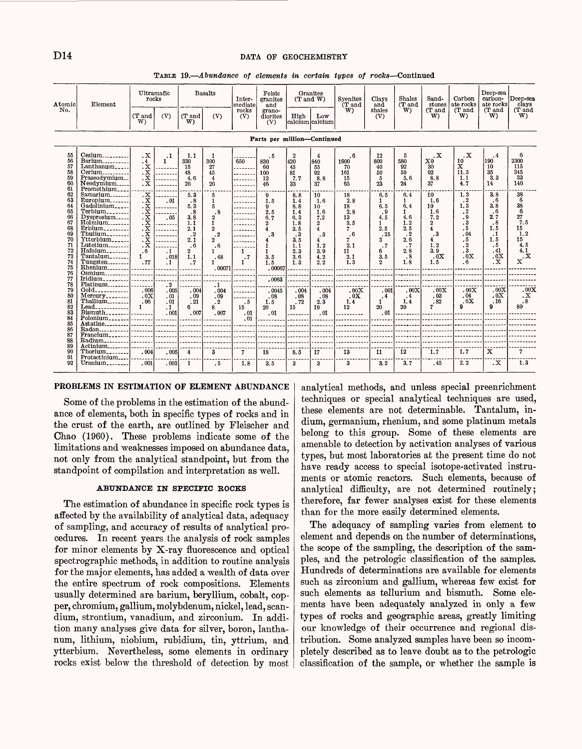TABLE 19.—*Abundance of elements in certain types of rocks*—Continued

| Atomic No. | Element | Ultramafic rocks | | Basalts | | Intermediate rocks (V) | Felsic granites and granodiorites (V) | Granites (T and W) | | Syenites (T and W) | Clays and shales (V) | Shales (T and W) | Sandstones (T and W) | Carbonate rocks (T and W) | Deep-sea carbonate rocks (T and W) | Deep-sea clays (T and W) |
|---|---|---|---|---|---|---|---|---|---|---|---|---|---|---|---|---|
| | | (T and W) | (V) | (T and W) | (V) | | | High calcium | Low calcium | | | | | | | |
| | | **Parts per million—Continued** | | | | | | | | | | | | | | |
| 55 | Cesium | .X | .1 | 1.1 | 1 | | .5 | 2 | 4 | .6 | 12 | 5 | .X | .X | .4 | 6 |
| 56 | Barium | .4 | 1 | 330 | 300 | 650 | 830 | 420 | 840 | 1600 | 800 | 580 | X0 | 10 | 190 | 2300 |
| 57 | Lanthanum | .X | | 15 | 27 | | 60 | 45 | 55 | 70 | 40 | 92 | 30 | X | 10 | 115 |
| 58 | Cerium | .X | | 48 | 45 | | 100 | 81 | 92 | 161 | 50 | 59 | 92 | 11.5 | 35 | 345 |
| 59 | Praseodymium | .X | | 4.6 | 4 | | 12 | 7.7 | 8.8 | 15 | 5 | 5.6 | 8.8 | 1.1 | 3.3 | 33 |
| 60 | Neodymium | .X | | 20 | 20 | | 46 | 33 | 37 | 65 | 23 | 24 | 37 | 4.7 | 14 | 140 |
| 61 | Promethium | | | | | | | | | | | | | | | |
| 62 | Samarium | .X | | 5.3 | 5 | | 9 | 8.8 | 10 | 18 | 6.5 | 6.4 | 10 | 1.3 | 3.8 | 38 |
| 63 | Europium | .X | .01 | .8 | 1 | | 1.5 | 1.4 | 1.6 | 2.8 | 1 | 1 | 1.6 | .2 | .6 | 6 |
| 64 | Gadolinium | .X | | 5.3 | 5 | | 9 | 8.8 | 10 | 18 | 6.5 | 6.4 | 10 | 1.3 | 3.8 | 38 |
| 65 | Terbium | .X | | .8 | .8 | | 2.5 | 1.4 | 1.6 | 2.8 | .9 | 1 | 1.6 | .2 | .6 | 6 |
| 66 | Dysprosium | .X | .05 | 3.8 | 2 | | 6.7 | 6.3 | 7.2 | 13 | 4.5 | 4.6 | 7.2 | .9 | 2.7 | 27 |
| 67 | Holmium | .X | | 1.1 | 1 | | 2 | 1.8 | 2 | 3.5 | 1 | 1.2 | 2 | .3 | .8 | 7.5 |
| 68 | Erbium | .X | | 2.1 | 2 | | 4 | 3.5 | 4 | 7 | 2.5 | 2.5 | 4 | .5 | 1.5 | 15 |
| 69 | Thulium | .X | | .2 | .2 | | .3 | .3 | .3 | .6 | .25 | .2 | .3 | .04 | .1 | 1.2 |
| 70 | Ytterbium | .X | | 2.1 | 2 | | 4 | 3.5 | 4 | 7 | 3 | 2.6 | 4 | .5 | 1.5 | 15 |
| 71 | Lutetium | .X | | .6 | .6 | | 1 | 1.1 | 1.2 | 2.1 | .7 | .7 | 1.2 | .2 | .5 | 4.5 |
| 72 | Hafnium | .6 | .1 | 2 | 1 | 1 | 1 | 2.3 | 3.9 | 11 | 6 | 2.8 | 3.9 | .3 | .41 | 4.1 |
| 73 | Tantalum | 1 | .018 | 1.1 | .48 | .7 | 3.5 | 3.6 | 4.2 | 2.1 | 3.5 | .8 | .0X | .0X | .0X | .X |
| 74 | Tungsten | .77 | .1 | .7 | 1 | 1 | 1.5 | 1.3 | 2.2 | 1.3 | 2 | 1.8 | 1.5 | .6 | .X | X |
| 75 | Rhenium | | | | .00071 | | .00067 | | | | | | | | | |
| 76 | Osmium | | | | | | | | | | | | | | | |
| 77 | Iridium | | | | | | .0063 | | | | | | | | | |
| 78 | Platinum | | .2 | | .1 | | | | | | | | | | | |
| 79 | Gold | .006 | .005 | .004 | .004 | | .0045 | .004 | .004 | .00X | .001 | .00X | .00X | .00X | .00X | .00X |
| 80 | Mercury | .0X | .01 | .09 | .09 | | .08 | .08 | .08 | .0X | .4 | .4 | .03 | .04 | .0X | .X |
| 81 | Thallium | .06 | .01 | .21 | .2 | .5 | 1.5 | .72 | 2.3 | 1.4 | 1 | 1.4 | .82 | .0X | .16 | .8 |
| 82 | Lead | 1 | .1 | 6 | 8 | 15 | 20 | 15 | 19 | 12 | 20 | 20 | 7 | 9 | 9 | 80 |
| 83 | Bismuth | | .001 | .007 | .007 | .01 | .01 | | .01 | | .01 | | | | | |
| 84 | Polonium | | | | | .01 | | | | | | | | | | |
| 85 | Astatine | | | | | | | | | | | | | | | |
| 86 | Radon | | | | | | | | | | | | | | | |
| 87 | Francium | | | | | | | | | | | | | | | |
| 88 | Radium | | | | | | | | | | | | | | | |
| 89 | Actinium | | | | | | | | | | | | | | | |
| 90 | Thorium | .004 | .005 | 4 | 3 | 7 | 18 | 8.5 | 17 | 13 | 11 | 12 | 1.7 | 1.7 | X | 7 |
| 91 | Protactinium | | | | | | | | | | | | | | | |
| 92 | Uranium | .001 | .003 | 1 | .5 | 1.8 | 3.5 | 3 | 3 | 3 | 3.2 | 3.7 | .45 | 2.2 | .X | 1.3 |

## PROBLEMS IN ESTIMATION OF ELEMENT ABUNDANCE

Some of the problems in the estimation of the abundance of elements, both in specific types of rocks and in the crust of the earth, are outlined by Fleischer and Chao (1960). These problems indicate some of the limitations and weaknesses imposed on abundance data, not only from the analytical standpoint, but from the standpoint of compilation and interpretation as well.

### ABUNDANCE IN SPECIFIC ROCKS

The estimation of abundance in specific rock types is affected by the availability of analytical data, adequacy of sampling, and accuracy of results of analytical procedures. In recent years the analysis of rock samples for minor elements by X-ray fluorescence and optical spectrographic methods, in addition to routine analysis for the major elements, has added a wealth of data over the entire spectrum of rock compositions. Elements usually determined are barium, beryllium, cobalt, copper, chromium, gallium, molybdenum, nickel, lead, scandium, strontium, vanadium, and zirconium. In addition many analyses give data for silver, boron, lanthanum, lithium, niobium, rubidium, tin, yttrium, and ytterbium. Nevertheless, some elements in ordinary rocks exist below the threshold of detection by most analytical methods, and unless special preenrichment techniques or special analytical techniques are used, these elements are not determinable. Tantalum, indium, germanium, rhenium, and some platinum metals belong to this group. Some of these elements are amenable to detection by activation analyses of various types, but most laboratories at the present time do not have ready access to special isotope-activated instruments or atomic reactors. Such elements, because of analytical difficulty, are not determined routinely; therefore, far fewer analyses exist for these elements than for the more easily determined elements.

The adequacy of sampling varies from element to element and depends on the number of determinations, the scope of the sampling, the description of the samples, and the petrologic classification of the samples. Hundreds of determinations are available for elements such as zirconium and gallium, whereas few exist for such elements as tellurium and bismuth. Some elements have been adequately analyzed in only a few types of rocks and geographic areas, greatly limiting our knowledge of their occurrence and regional distribution. Some analyzed samples have been so incompletely described as to leave doubt as to the petrologic classification of the sample, or whether the sample is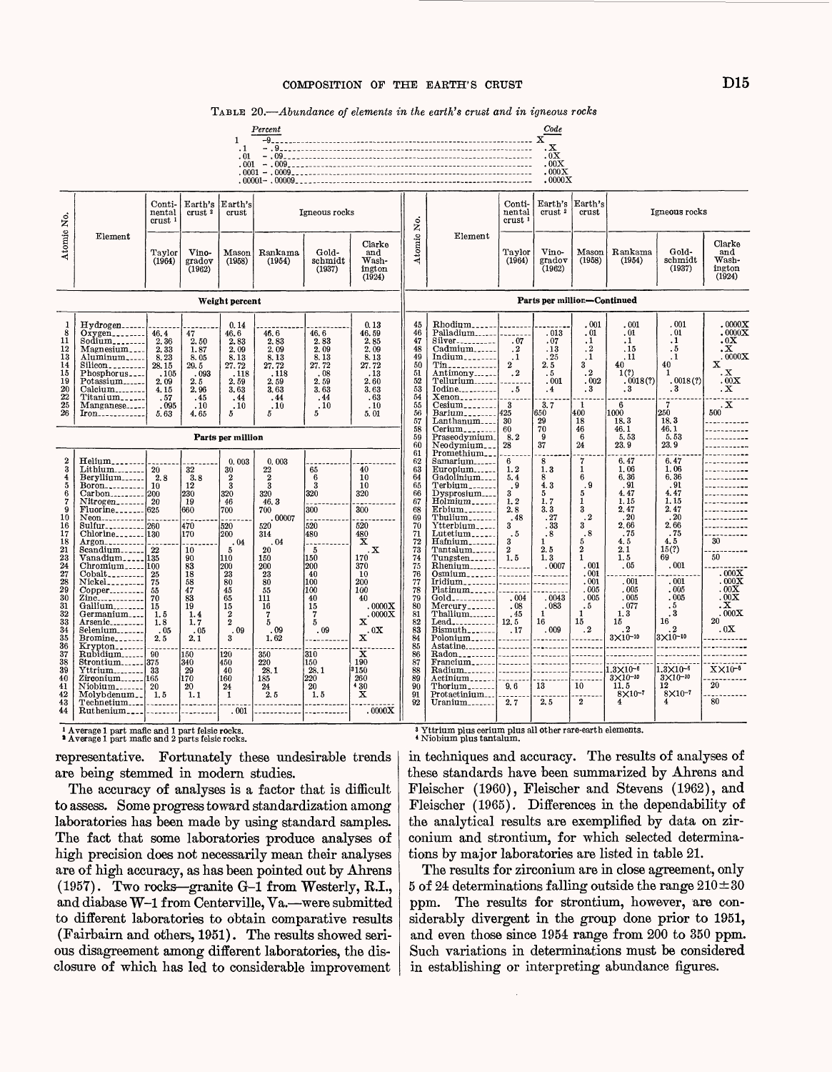TABLE 20.—*Abundance of elements in the earth's crust and in igneous rocks*

| Percent | Code |
|---|---|
| 1 – 9 | X |
| .1 – .9 | .X |
| .01 – .09 | .0X |
| .001 – .009 | .00X |
| .0001 – .0009 | .000X |
| .00001 – .00009 | .0000X |

| Atomic No. | Element | Continental crust [1] | Earth's crust [2] | Earth's crust | Igneous rocks | | |
|---|---|---|---|---|---|---|---|
| | | Taylor (1964) | Vinogradov (1962) | Mason (1958) | Rankama (1954) | Goldschmidt (1937) | Clarke and Washington (1924) |
| | **Weight percent** | | | | | | |
| 1 | Hydrogen | | | 0.14 | | | 0.13 |
| 8 | Oxygen | 46.4 | 47 | 46.6 | 46.6 | 46.6 | 46.59 |
| 11 | Sodium | 2.36 | 2.50 | 2.83 | 2.83 | 2.83 | 2.85 |
| 12 | Magnesium | 2.33 | 1.87 | 2.09 | 2.09 | 2.09 | 2.09 |
| 13 | Aluminum | 8.23 | 8.05 | 8.13 | 8.13 | 8.13 | 8.13 |
| 14 | Silicon | 28.15 | 29.5 | 27.72 | 27.72 | 27.72 | 27.72 |
| 15 | Phosphorus | .105 | .093 | .118 | .118 | .08 | .13 |
| 19 | Potassium | 2.09 | 2.5 | 2.59 | 2.59 | 2.59 | 2.60 |
| 20 | Calcium | 4.15 | 2.96 | 3.63 | 3.63 | 3.63 | 3.63 |
| 22 | Titanium | .57 | .45 | .44 | .44 | .44 | .63 |
| 25 | Manganese | .095 | .10 | .10 | .10 | .10 | .10 |
| 26 | Iron | 5.63 | 4.65 | 5 | 5 | 5 | 5.01 |
| | **Parts per million** | | | | | | |
| 2 | Helium | | | 0.003 | 0.003 | | |
| 3 | Lithium | 20 | 32 | 30 | 22 | 65 | 40 |
| 4 | Beryllium | 2.8 | 3.8 | 2 | 2 | 6 | 10 |
| 5 | Boron | 10 | 12 | 3 | 3 | 3 | 10 |
| 6 | Carbon | 200 | 230 | 320 | 320 | 320 | 320 |
| 7 | Nitrogen | 20 | 19 | 46 | 46.3 | | |
| 9 | Fluorine | 625 | 660 | 700 | 700 | 300 | 300 |
| 10 | Neon | | | | .00007 | | |
| 16 | Sulfur | 260 | 470 | 520 | 520 | 520 | 520 |
| 17 | Chlorine | 130 | 170 | 200 | 314 | 480 | 480 |
| 18 | Argon | | | .04 | .04 | | X |
| 21 | Scandium | 22 | 10 | 5 | 20 | 5 | .X |
| 23 | Vanadium | 135 | 90 | 110 | 150 | 150 | 170 |
| 24 | Chromium | 100 | 83 | 200 | 200 | 200 | 370 |
| 27 | Cobalt | 25 | 18 | 23 | 23 | 40 | 10 |
| 28 | Nickel | 75 | 58 | 80 | 80 | 100 | 200 |
| 29 | Copper | 55 | 47 | 45 | 55 | 100 | 100 |
| 30 | Zinc | 70 | 83 | 65 | 111 | 40 | 40 |
| 31 | Gallium | 15 | 19 | 15 | 16 | 15 | .0000X |
| 32 | Germanium | 1.5 | 1.4 | 2 | 7 | 7 | .0000X |
| 33 | Arsenic | 1.8 | 1.7 | 2 | 5 | 5 | X |
| 34 | Selenium | .05 | .05 | .09 | .09 | .09 | .0X |
| 35 | Bromine | 2.5 | 2.1 | 3 | 1.62 | | X |
| 36 | Krypton | | | | | | |
| 37 | Rubidium | 90 | 150 | 120 | 350 | 310 | X |
| 38 | Strontium | 375 | 340 | 450 | 220 | 150 | 190 |
| 39 | Yttrium | 33 | 29 | 40 | 28.1 | 28.1 | [3] 150 |
| 40 | Zirconium | 165 | 170 | 160 | 185 | 220 | 260 |
| 41 | Niobium | 20 | 20 | 24 | 24 | 20 | [4] 30 |
| 42 | Molybdenum | 1.5 | 1.1 | 1 | 2.5 | 1.5 | X |
| 43 | Technetium | | | | | | |
| 44 | Ruthenium | | | .001 | | | .0000X |
| | **Parts per million—Continued** | | | | | | |
| 45 | Rhodium | | | .001 | .001 | .001 | .0000X |
| 46 | Palladium | | .013 | .01 | .01 | .01 | .0000X |
| 47 | Silver | .07 | .07 | .1 | .1 | .1 | .0X |
| 48 | Cadmium | .2 | .13 | .2 | .15 | .5 | .X |
| 49 | Indium | .1 | .25 | .1 | .11 | .1 | .0000X |
| 50 | Tin | 2 | 2.5 | 3 | 40 | 40 | X |
| 51 | Antimony | .2 | .5 | .2 | 1(?) | 1 | .X |
| 52 | Tellurium | | .001 | .002 | .0018(?) | .0018(?) | .00X |
| 53 | Iodine | .5 | .4 | .3 | .3 | .3 | .X |
| 54 | Xenon | | | | | | |
| 55 | Cesium | 3 | 3.7 | 1 | 6 | 7 | .X |
| 56 | Barium | 425 | 650 | 400 | 1000 | 250 | 500 |
| 57 | Lanthanum | 30 | 29 | 18 | 18.3 | 18.3 | |
| 58 | Cerium | 60 | 70 | 46 | 46.1 | 46.1 | |
| 59 | Praseodymium | 8.2 | 9 | 6 | 5.53 | 5.53 | |
| 60 | Neodymium | 28 | 37 | 24 | 23.9 | 23.9 | |
| 61 | Promethium | | | | | | |
| 62 | Samarium | 6 | 8 | 7 | 6.47 | 6.47 | |
| 63 | Europium | 1.2 | 1.3 | 1 | 1.06 | 1.06 | |
| 64 | Gadolinium | 5.4 | 8 | 6 | 6.36 | 6.36 | |
| 65 | Terbium | .9 | 4.3 | .9 | .91 | .91 | |
| 66 | Dysprosium | 3 | 5 | 5 | 4.47 | 4.47 | |
| 67 | Holmium | 1.2 | 1.7 | 1 | 1.15 | 1.15 | |
| 68 | Erbium | 2.8 | 3.3 | 3 | 2.47 | 2.47 | |
| 69 | Thulium | .48 | .27 | .2 | .20 | .20 | |
| 70 | Ytterbium | 3 | .33 | 3 | 2.66 | 2.66 | |
| 71 | Lutetium | .5 | .8 | .8 | .75 | .75 | |
| 72 | Hafnium | 3 | 1 | 5 | 4.5 | 4.5 | 30 |
| 73 | Tantalum | 2 | 2.5 | 2 | 2.1 | 15(?) | |
| 74 | Tungsten | 1.5 | 1.3 | 1 | 1.5 | 69 | 50 |
| 75 | Rhenium | | .0007 | .001 | .05 | .001 | |
| 76 | Osmium | | | .001 | | | .000X |
| 77 | Iridium | | | .001 | .001 | .001 | .000X |
| 78 | Platinum | | | .005 | .005 | .005 | .00X |
| 79 | Gold | .004 | .0043 | .005 | .005 | .005 | .00X |
| 80 | Mercury | .08 | .083 | .5 | .077 | .5 | .X |
| 81 | Thallium | .45 | 1 | 1 | 1.3 | .3 | .000X |
| 82 | Lead | 12.5 | 16 | 15 | 15 | 16 | 20 |
| 83 | Bismuth | .17 | .009 | .2 | .2 | .2 | .0X |
| 84 | Polonium | | | | $3\times10^{-10}$ | $3\times10^{-10}$ | |
| 85 | Astatine | | | | | | |
| 86 | Radon | | | | | | |
| 87 | Francium | | | | | | |
| 88 | Radium | | | | $1.3\times10^{-6}$ | $1.3\times10^{-6}$ | $X\times10^{-6}$ |
| 89 | Actinium | | | | $3\times10^{-10}$ | $3\times10^{-10}$ | |
| 90 | Thorium | 9.6 | 13 | 10 | 11.5 | 12 | 20 |
| 91 | Protactinium | | | | $8\times10^{-7}$ | $8\times10^{-7}$ | |
| 92 | Uranium | 2.7 | 2.5 | 2 | 4 | 4 | 80 |

[1] Average 1 part mafic and 1 part felsic rocks.
[2] Average 1 part mafic and 2 parts felsic rocks.
[3] Yttrium plus cerium plus all other rare-earth elements.
[4] Niobium plus tantalum.

representative. Fortunately these undesirable trends are being stemmed in modern studies.

The accuracy of analyses is a factor that is difficult to assess. Some progress toward standardization among laboratories has been made by using standard samples. The fact that some laboratories produce analyses of high precision does not necessarily mean their analyses are of high accuracy, as has been pointed out by Ahrens (1957). Two rocks—granite G–1 from Westerly, R.I., and diabase W–1 from Centerville, Va.—were submitted to different laboratories to obtain comparative results (Fairbairn and others, 1951). The results showed serious disagreement among different laboratories, the disclosure of which has led to considerable improvement in techniques and accuracy. The results of analyses of these standards have been summarized by Ahrens and Fleischer (1960), Fleischer and Stevens (1962), and Fleischer (1965). Differences in the dependability of the analytical results are exemplified by data on zirconium and strontium, for which selected determinations by major laboratories are listed in table 21.

The results for zirconium are in close agreement, only 5 of 24 determinations falling outside the range 210±30 ppm. The results for strontium, however, are considerably divergent in the group done prior to 1951, and even those since 1954 range from 200 to 350 ppm. Such variations in determinations must be considered in establishing or interpreting abundance figures.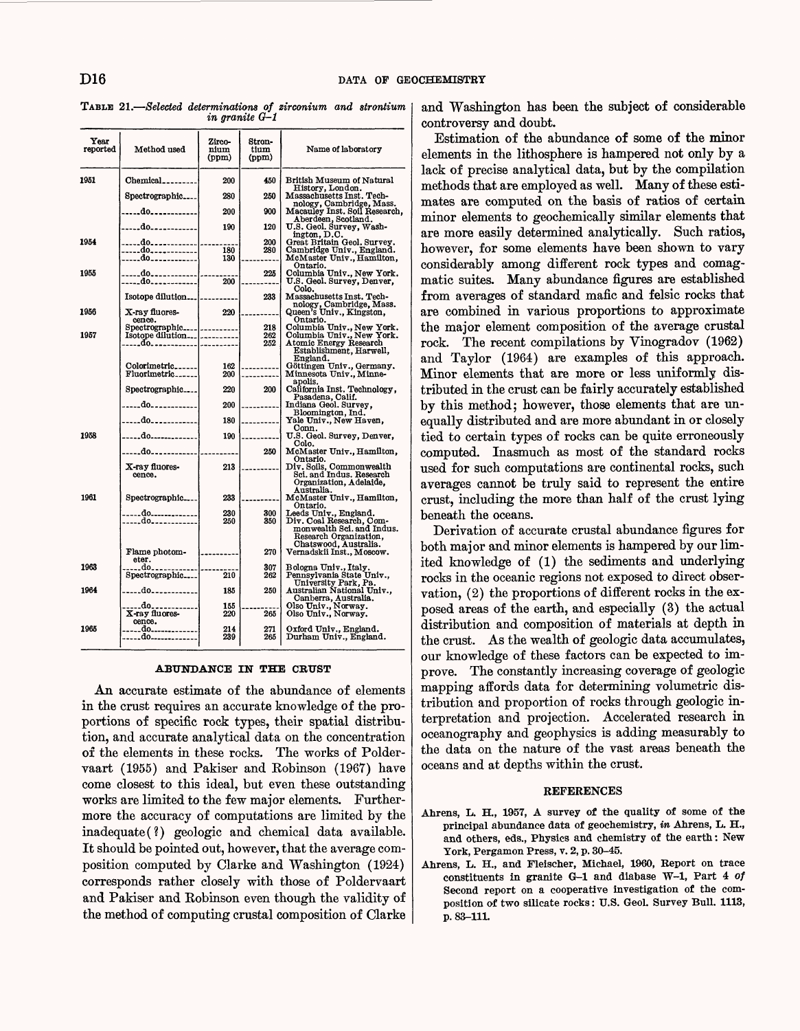TABLE 21.—*Selected determinations of zirconium and strontium in granite G–1*

| Year reported | Method used | Zirconium (ppm) | Strontium (ppm) | Name of laboratory |
|---|---|---|---|---|
| 1951 | Chemical | 200 | 450 | British Museum of Natural History, London. |
| | Spectrographic | 280 | 250 | Massachusetts Inst. Technology, Cambridge, Mass. |
| | do | 200 | 900 | Macauley Inst. Soil Research, Aberdeen, Scotland. |
| | do | 190 | 120 | U.S. Geol. Survey, Washington, D.C. |
| 1954 | do | | 200 | Great Britain Geol. Survey. |
| | do | 180 | 280 | Cambridge Univ., England. |
| | do | 130 | | McMaster Univ., Hamilton, Ontario. |
| 1955 | do | | 225 | Columbia Univ., New York. |
| | do | 200 | | U.S. Geol. Survey, Denver, Colo. |
| | Isotope dilution | | 233 | Massachusetts Inst. Technology, Cambridge, Mass. |
| 1956 | X-ray fluorescence. | 220 | | Queen's Univ., Kingston, Ontario. |
| | Spectrographic | | 218 | Columbia Univ., New York. |
| 1957 | Isotope dilution | | 262 | Columbia Univ., New York. |
| | do | | 252 | Atomic Energy Research Establishment, Harwell, England. |
| | Colorimetric | 162 | | Göttingen Univ., Germany. |
| | Fluorimetric | 200 | | Minnesota Univ., Minneapolis. |
| | Spectrographic | 220 | 200 | California Inst. Technology, Pasadena, Calif. |
| | do | 200 | | Indiana Geol. Survey, Bloomington, Ind. |
| | do | 180 | | Yale Univ., New Haven, Conn. |
| 1958 | do | 190 | | U.S. Geol. Survey, Denver, Colo. |
| | do | | 250 | McMaster Univ., Hamilton, Ontario. |
| | X-ray fluorescence. | 213 | | Div. Soils, Commonwealth Sci. and Indus. Research Organization, Adelaide, Australia. |
| 1961 | Spectrographic | 233 | | McMaster Univ., Hamilton, Ontario. |
| | do | 230 | 300 | Leeds Univ., England. |
| | do | 250 | 350 | Div. Coal Research, Commonwealth Sci. and Indus. Research Organization, Chatswood, Australia. |
| | Flame photometer. | | 270 | Vernadskii Inst., Moscow. |
| 1963 | do | | 307 | Bologna Univ., Italy. |
| | Spectrographic | 210 | 262 | Pennsylvania State Univ., University Park, Pa. |
| 1964 | do | 185 | 250 | Australian National Univ., Canberra, Australia. |
| | do | 155 | | Olso Univ., Norway. |
| | X-ray fluorescence. | 220 | 265 | Olso Univ., Norway. |
| 1965 | do | 214 | 271 | Oxford Univ., England. |
| | do | 239 | 265 | Durham Univ., England. |

## ABUNDANCE IN THE CRUST

An accurate estimate of the abundance of elements in the crust requires an accurate knowledge of the proportions of specific rock types, their spatial distribution, and accurate analytical data on the concentration of the elements in these rocks. The works of Poldervaart (1955) and Pakiser and Robinson (1967) have come closest to this ideal, but even these outstanding works are limited to the few major elements. Furthermore the accuracy of computations are limited by the inadequate(?) geologic and chemical data available. It should be pointed out, however, that the average composition computed by Clarke and Washington (1924) corresponds rather closely with those of Poldervaart and Pakiser and Robinson even though the validity of the method of computing crustal composition of Clarke and Washington has been the subject of considerable controversy and doubt.

Estimation of the abundance of some of the minor elements in the lithosphere is hampered not only by a lack of precise analytical data, but by the compilation methods that are employed as well. Many of these estimates are computed on the basis of ratios of certain minor elements to geochemically similar elements that are more easily determined analytically. Such ratios, however, for some elements have been shown to vary considerably among different rock types and comagmatic suites. Many abundance figures are established from averages of standard mafic and felsic rocks that are combined in various proportions to approximate the major element composition of the average crustal rock. The recent compilations by Vinogradov (1962) and Taylor (1964) are examples of this approach. Minor elements that are more or less uniformly distributed in the crust can be fairly accurately established by this method; however, those elements that are unequally distributed and are more abundant in or closely tied to certain types of rocks can be quite erroneously computed. Inasmuch as most of the standard rocks used for such computations are continental rocks, such averages cannot be truly said to represent the entire crust, including the more than half of the crust lying beneath the oceans.

Derivation of accurate crustal abundance figures for both major and minor elements is hampered by our limited knowledge of (1) the sediments and underlying rocks in the oceanic regions not exposed to direct observation, (2) the proportions of different rocks in the exposed areas of the earth, and especially (3) the actual distribution and composition of materials at depth in the crust. As the wealth of geologic data accumulates, our knowledge of these factors can be expected to improve. The constantly increasing coverage of geologic mapping affords data for determining volumetric distribution and proportion of rocks through geologic interpretation and projection. Accelerated research in oceanography and geophysics is adding measurably to the data on the nature of the vast areas beneath the oceans and at depths within the crust.

## REFERENCES

Ahrens, L. H., 1957, A survey of the quality of some of the principal abundance data of geochemistry, *in* Ahrens, L. H., and others, eds., Physics and chemistry of the earth: New York, Pergamon Press, v. 2, p. 30–45.

Ahrens, L. H., and Fleischer, Michael, 1960, Report on trace constituents in granite G-1 and diabase W-1, Part 4 *of* Second report on a cooperative investigation of the composition of two silicate rocks: U.S. Geol. Survey Bull. 1113, p. 83–111.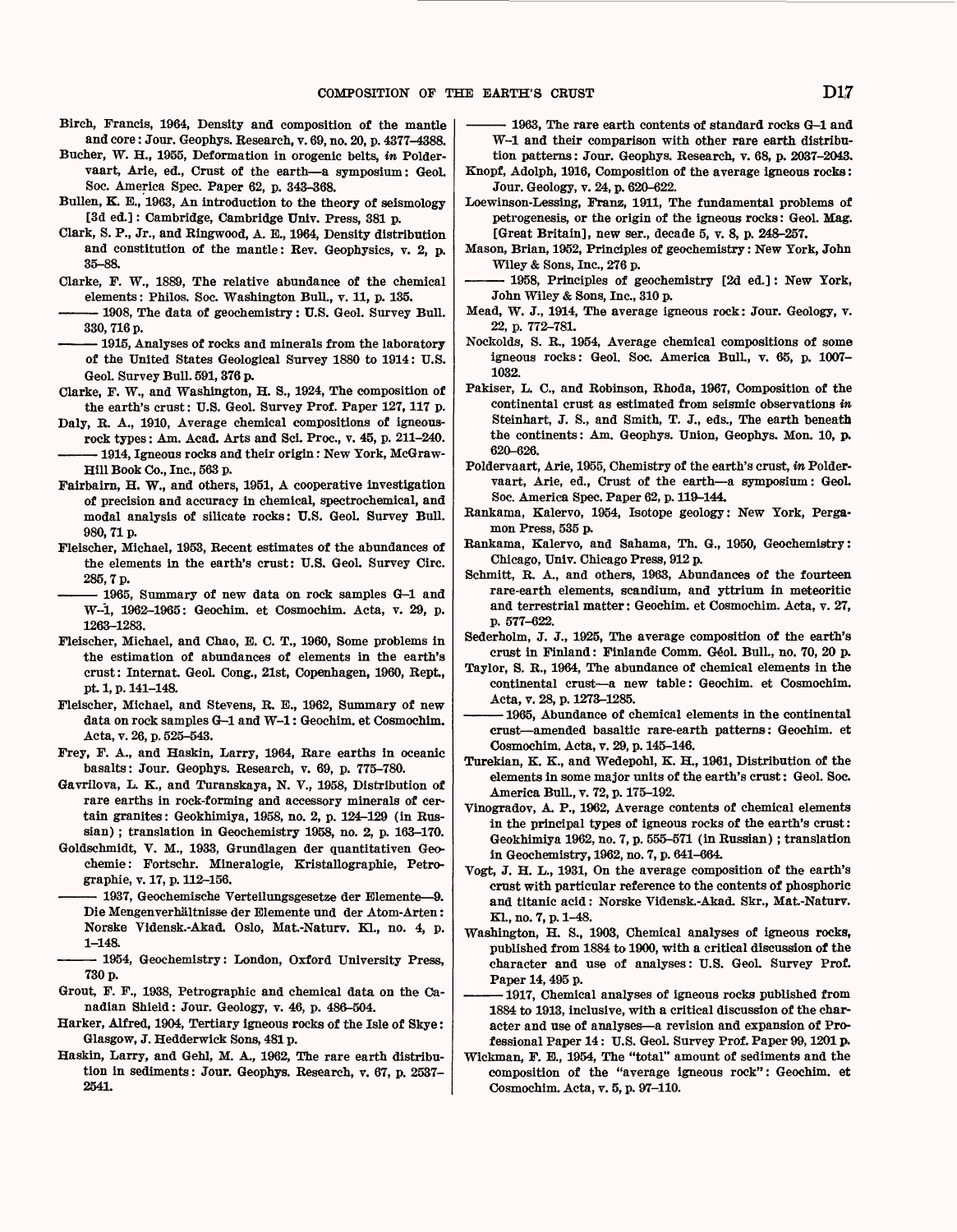Birch, Francis, 1964, Density and composition of the mantle and core: Jour. Geophys. Research, v. 69, no. 20, p. 4377–4388.

Bucher, W. H., 1955, Deformation in orogenic belts, *in* Poldervaart, Arie, ed., Crust of the earth—a symposium: Geol. Soc. America Spec. Paper 62, p. 343–368.

Bullen, K. E., 1963, An introduction to the theory of seismology [3d ed.]: Cambridge, Cambridge Univ. Press, 381 p.

Clark, S. P., Jr., and Ringwood, A. E., 1964, Density distribution and constitution of the mantle: Rev. Geophysics, v. 2, p. 35–88.

Clarke, F. W., 1889, The relative abundance of the chemical elements: Philos. Soc. Washington Bull., v. 11, p. 135.

——— 1908, The data of geochemistry: U.S. Geol. Survey Bull. 330, 716 p.

——— 1915, Analyses of rocks and minerals from the laboratory of the United States Geological Survey 1880 to 1914: U.S. Geol. Survey Bull. 591, 376 p.

Clarke, F. W., and Washington, H. S., 1924, The composition of the earth's crust: U.S. Geol. Survey Prof. Paper 127, 117 p.

Daly, R. A., 1910, Average chemical compositions of igneous-rock types: Am. Acad. Arts and Sci. Proc., v. 45, p. 211–240.

——— 1914, Igneous rocks and their origin: New York, McGraw-Hill Book Co., Inc., 563 p.

Fairbairn, H. W., and others, 1951, A cooperative investigation of precision and accuracy in chemical, spectrochemical, and modal analysis of silicate rocks: U.S. Geol. Survey Bull. 980, 71 p.

Fleischer, Michael, 1953, Recent estimates of the abundances of the elements in the earth's crust: U.S. Geol. Survey Circ. 285, 7 p.

——— 1965, Summary of new data on rock samples G–1 and W–1, 1962–1965: Geochim. et Cosmochim. Acta, v. 29, p. 1263–1283.

Fleischer, Michael, and Chao, E. C. T., 1960, Some problems in the estimation of abundances of elements in the earth's crust: Internat. Geol. Cong., 21st, Copenhagen, 1960, Rept., pt. 1, p. 141–148.

Fleischer, Michael, and Stevens, R. E., 1962, Summary of new data on rock samples G–1 and W–1: Geochim. et Cosmochim. Acta, v. 26, p. 525–543.

Frey, F. A., and Haskin, Larry, 1964, Rare earths in oceanic basalts: Jour. Geophys. Research, v. 69, p. 775–780.

Gavrilova, L. K., and Turanskaya, N. V., 1958, Distribution of rare earths in rock-forming and accessory minerals of certain granites: Geokhimiya, 1958, no. 2, p. 124–129 (in Russian); translation in Geochemistry 1958, no. 2, p. 163–170.

Goldschmidt, V. M., 1933, Grundlagen der quantitativen Geochemie: Fortschr. Mineralogie, Kristallographie, Petrographie, v. 17, p. 112–156.

——— 1937, Geochemische Verteilungsgesetze der Elemente—9. Die Mengenverhältnisse der Elemente und der Atom-Arten: Norske Vidensk.-Akad. Oslo, Mat.-Naturv. Kl., no. 4, p. 1–148.

——— 1954, Geochemistry: London, Oxford University Press, 730 p.

Grout, F. F., 1938, Petrographic and chemical data on the Canadian Shield: Jour. Geology, v. 46, p. 486–504.

Harker, Alfred, 1904, Tertiary igneous rocks of the Isle of Skye: Glasgow, J. Hedderwick Sons, 481 p.

Haskin, Larry, and Gehl, M. A., 1962, The rare earth distribution in sediments: Jour. Geophys. Research, v. 67, p. 2537–2541.

——— 1963, The rare earth contents of standard rocks G–1 and W–1 and their comparison with other rare earth distribution patterns: Jour. Geophys. Research, v. 68, p. 2037–2043.

Knopf, Adolph, 1916, Composition of the average igneous rocks: Jour. Geology, v. 24, p. 620–622.

Loewinson-Lessing, Franz, 1911, The fundamental problems of petrogenesis, or the origin of the igneous rocks: Geol. Mag. [Great Britain], new ser., decade 5, v. 8, p. 248–257.

Mason, Brian, 1952, Principles of geochemistry: New York, John Wiley & Sons, Inc., 276 p.

——— 1958, Principles of geochemistry [2d ed.]: New York, John Wiley & Sons, Inc., 310 p.

Mead, W. J., 1914, The average igneous rock: Jour. Geology, v. 22, p. 772–781.

Nockolds, S. R., 1954, Average chemical compositions of some igneous rocks: Geol. Soc. America Bull., v. 65, p. 1007–1032.

Pakiser, L. C., and Robinson, Rhoda, 1967, Composition of the continental crust as estimated from seismic observations *in* Steinhart, J. S., and Smith, T. J., eds., The earth beneath the continents: Am. Geophys. Union, Geophys. Mon. 10, p. 620–626.

Poldervaart, Arie, 1955, Chemistry of the earth's crust, *in* Poldervaart, Arie, ed., Crust of the earth—a symposium: Geol. Soc. America Spec. Paper 62, p. 119–144.

Rankama, Kalervo, 1954, Isotope geology: New York, Pergamon Press, 535 p.

Rankama, Kalervo, and Sahama, Th. G., 1950, Geochemistry: Chicago, Univ. Chicago Press, 912 p.

Schmitt, R. A., and others, 1963, Abundances of the fourteen rare-earth elements, scandium, and yttrium in meteoritic and terrestrial matter: Geochim. et Cosmochim. Acta, v. 27, p. 577–622.

Sederholm, J. J., 1925, The average composition of the earth's crust in Finland: Finlande Comm. Géol. Bull., no. 70, 20 p.

Taylor, S. R., 1964, The abundance of chemical elements in the continental crust—a new table: Geochim. et Cosmochim. Acta, v. 28, p. 1273–1285.

——— 1965, Abundance of chemical elements in the continental crust—amended basaltic rare-earth patterns: Geochim. et Cosmochim. Acta, v. 29, p. 145–146.

Turekian, K. K., and Wedepohl, K. H., 1961, Distribution of the elements in some major units of the earth's crust: Geol. Soc. America Bull., v. 72, p. 175–192.

Vinogradov, A. P., 1962, Average contents of chemical elements in the principal types of igneous rocks of the earth's crust: Geokhimiya 1962, no. 7, p. 555–571 (in Russian); translation in Geochemistry, 1962, no. 7, p. 641–664.

Vogt, J. H. L., 1931, On the average composition of the earth's crust with particular reference to the contents of phosphoric and titanic acid: Norske Vidensk.-Akad. Skr., Mat.-Naturv. Kl., no. 7, p. 1–48.

Washington, H. S., 1903, Chemical analyses of igneous rocks, published from 1884 to 1900, with a critical discussion of the character and use of analyses: U.S. Geol. Survey Prof. Paper 14, 495 p.

——— 1917, Chemical analyses of igneous rocks published from 1884 to 1913, inclusive, with a critical discussion of the character and use of analyses—a revision and expansion of Professional Paper 14: U.S. Geol. Survey Prof. Paper 99, 1201 p.

Wickman, F. E., 1954, The "total" amount of sediments and the composition of the "average igneous rock": Geochim. et Cosmochim. Acta, v. 5, p. 97–110.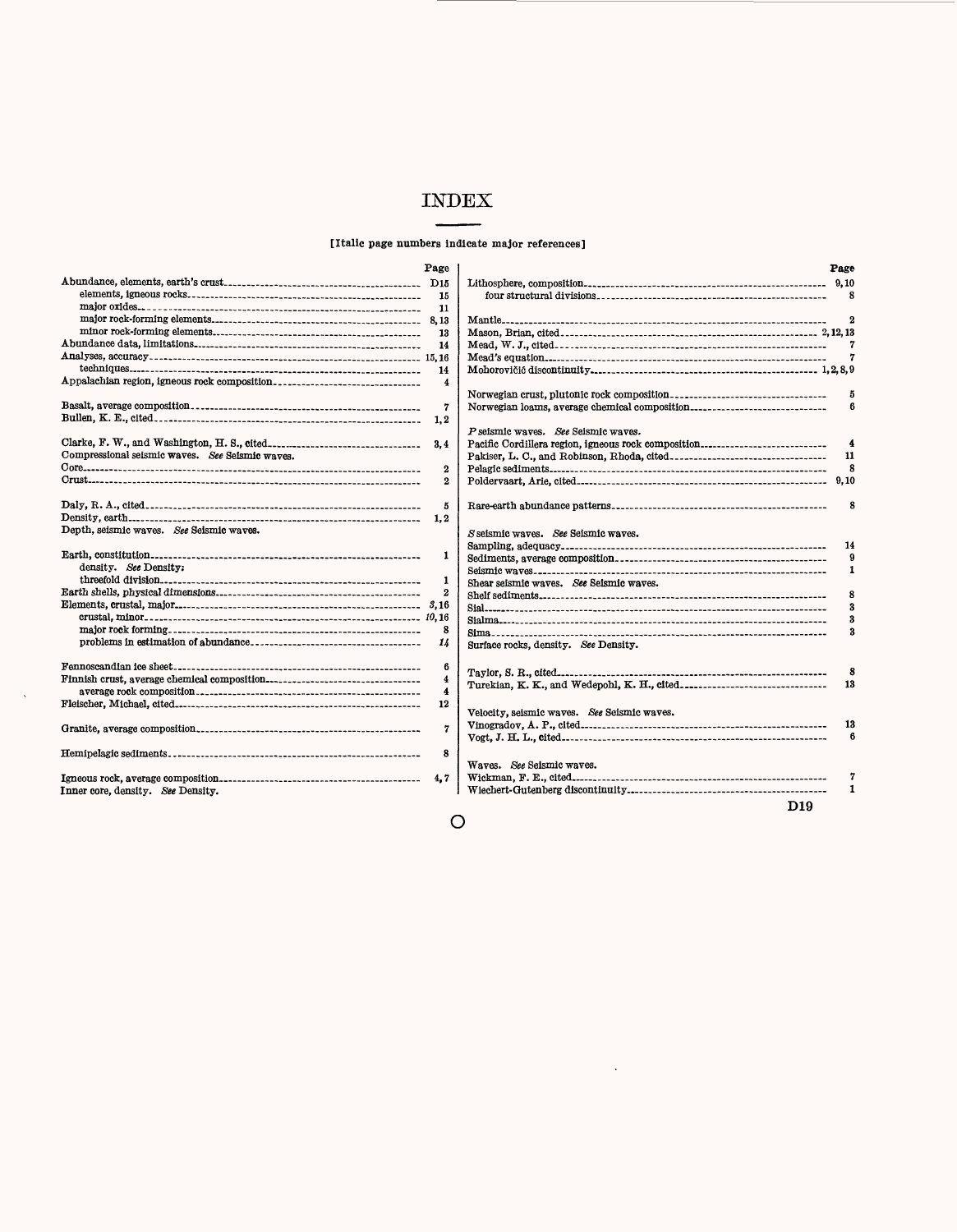# INDEX

[Italic page numbers indicate major references]

| | Page |
|---|---|
| Abundance, elements, earth's crust | D15 |
| elements, igneous rocks | 15 |
| major oxides | 11 |
| major rock-forming elements | 8, 13 |
| minor rock-forming elements | 13 |
| Abundance data, limitations | 14 |
| Analyses, accuracy | 15, 16 |
| techniques | 14 |
| Appalachian region, igneous rock composition | 4 |
| Basalt, average composition | 7 |
| Bullen, K. E., cited | 1, 2 |
| Clarke, F. W., and Washington, H. S., cited | 3, 4 |
| Compressional seismic waves. *See* Seismic waves. | |
| Core | 2 |
| Crust | 2 |
| Daly, R. A., cited | 5 |
| Density, earth | 1, 2 |
| Depth, seismic waves. *See* Seismic waves. | |
| Earth, constitution | 1 |
| density. *See* Density; | |
| threefold division | 1 |
| Earth shells, physical dimensions | 2 |
| Elements, crustal, major | *3*, 16 |
| crustal, minor | *10*, 16 |
| major rock forming | 8 |
| problems in estimation of abundance | *14* |
| Fennoscandian ice sheet | 6 |
| Finnish crust, average chemical composition | 4 |
| average rock composition | 4 |
| Fleischer, Michael, cited | 12 |
| Granite, average composition | 7 |
| Hemipelagic sediments | 8 |
| Igneous rock, average composition | 4, 7 |
| Inner core, density. *See* Density. | |
| Lithosphere, composition | 9, 10 |
| four structural divisions | 8 |
| Mantle | 2 |
| Mason, Brian, cited | 2, 12, 13 |
| Mead, W. J., cited | 7 |
| Mead's equation | 7 |
| Mohorovičić discontinuity | 1, 2, 8, 9 |
| Norwegian crust, plutonic rock composition | 5 |
| Norwegian loams, average chemical composition | 6 |
| *P* seismic waves. *See* Seismic waves. | |
| Pacific Cordillera region, igneous rock composition | 4 |
| Pakiser, L. C., and Robinson, Rhoda, cited | 11 |
| Pelagic sediments | 8 |
| Poldervaart, Arie, cited | 9, 10 |
| Rare-earth abundance patterns | 8 |
| *S* seismic waves. *See* Seismic waves. | |
| Sampling, adequacy | 14 |
| Sediments, average composition | 9 |
| Seismic waves | 1 |
| Shear seismic waves. *See* Seismic waves. | |
| Shelf sediments | 8 |
| Sial | 3 |
| Sialma | 3 |
| Sima | 3 |
| Surface rocks, density. *See* Density. | |
| Taylor, S. R., cited | 8 |
| Turekian, K. K., and Wedepohl, K. H., cited | 13 |
| Velocity, seismic waves. *See* Seismic waves. | |
| Vinogradov, A. P., cited | 13 |
| Vogt, J. H. L., cited | 6 |
| Waves. *See* Seismic waves. | |
| Wickman, F. E., cited | 7 |
| Wiechert-Gutenberg discontinuity | 1 |